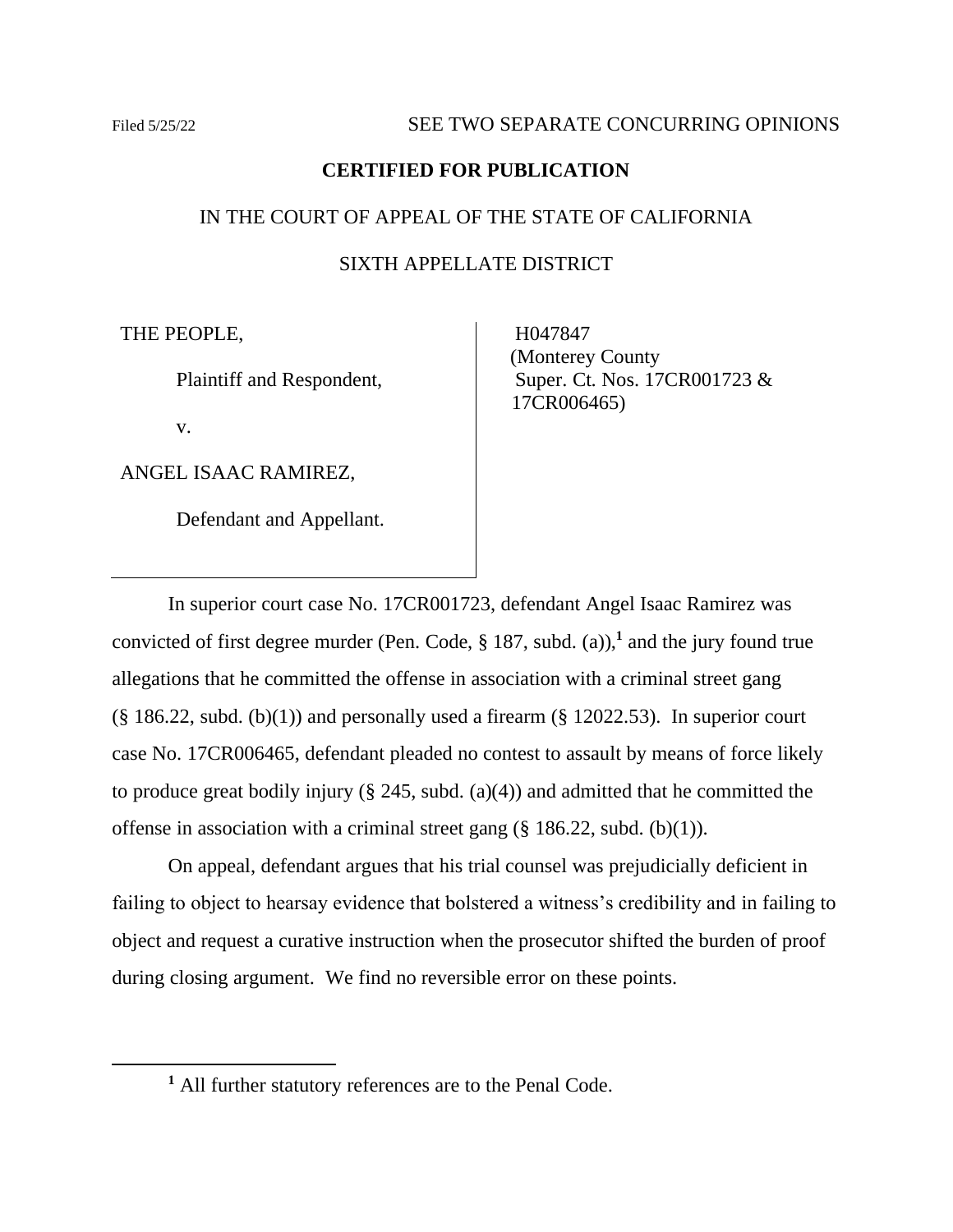Filed 5/25/22 SEE TWO SEPARATE CONCURRING OPINIONS

**CERTIFIED FOR PUBLICATION**

IN THE COURT OF APPEAL OF THE STATE OF CALIFORNIA

SIXTH APPELLATE DISTRICT

| | |
|---|---|
| THE PEOPLE,<br><br>Plaintiff and Respondent,<br><br>v.<br><br>ANGEL ISAAC RAMIREZ,<br><br>Defendant and Appellant. | H047847<br>(Monterey County<br>Super. Ct. Nos. 17CR001723 & 17CR006465) |

In superior court case No. 17CR001723, defendant Angel Isaac Ramirez was convicted of first degree murder (Pen. Code, § 187, subd. (a)),[1] and the jury found true allegations that he committed the offense in association with a criminal street gang (§ 186.22, subd. (b)(1)) and personally used a firearm (§ 12022.53). In superior court case No. 17CR006465, defendant pleaded no contest to assault by means of force likely to produce great bodily injury (§ 245, subd. (a)(4)) and admitted that he committed the offense in association with a criminal street gang (§ 186.22, subd. (b)(1)).

On appeal, defendant argues that his trial counsel was prejudicially deficient in failing to object to hearsay evidence that bolstered a witness's credibility and in failing to object and request a curative instruction when the prosecutor shifted the burden of proof during closing argument. We find no reversible error on these points.

[1] All further statutory references are to the Penal Code.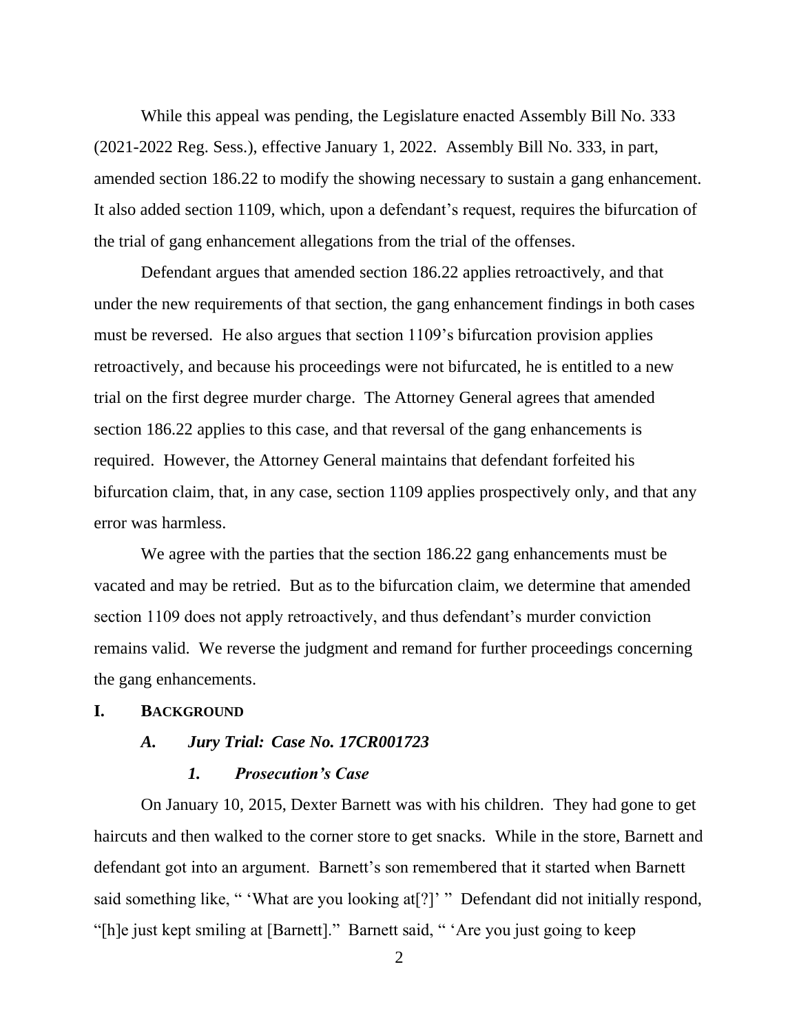While this appeal was pending, the Legislature enacted Assembly Bill No. 333 (2021-2022 Reg. Sess.), effective January 1, 2022. Assembly Bill No. 333, in part, amended section 186.22 to modify the showing necessary to sustain a gang enhancement. It also added section 1109, which, upon a defendant's request, requires the bifurcation of the trial of gang enhancement allegations from the trial of the offenses.

Defendant argues that amended section 186.22 applies retroactively, and that under the new requirements of that section, the gang enhancement findings in both cases must be reversed. He also argues that section 1109's bifurcation provision applies retroactively, and because his proceedings were not bifurcated, he is entitled to a new trial on the first degree murder charge. The Attorney General agrees that amended section 186.22 applies to this case, and that reversal of the gang enhancements is required. However, the Attorney General maintains that defendant forfeited his bifurcation claim, that, in any case, section 1109 applies prospectively only, and that any error was harmless.

We agree with the parties that the section 186.22 gang enhancements must be vacated and may be retried. But as to the bifurcation claim, we determine that amended section 1109 does not apply retroactively, and thus defendant's murder conviction remains valid. We reverse the judgment and remand for further proceedings concerning the gang enhancements.

# I. BACKGROUND

## *A. Jury Trial: Case No. 17CR001723*

### *1. Prosecution's Case*

On January 10, 2015, Dexter Barnett was with his children. They had gone to get haircuts and then walked to the corner store to get snacks. While in the store, Barnett and defendant got into an argument. Barnett's son remembered that it started when Barnett said something like, " 'What are you looking at[?]' " Defendant did not initially respond, "[h]e just kept smiling at [Barnett]." Barnett said, " 'Are you just going to keep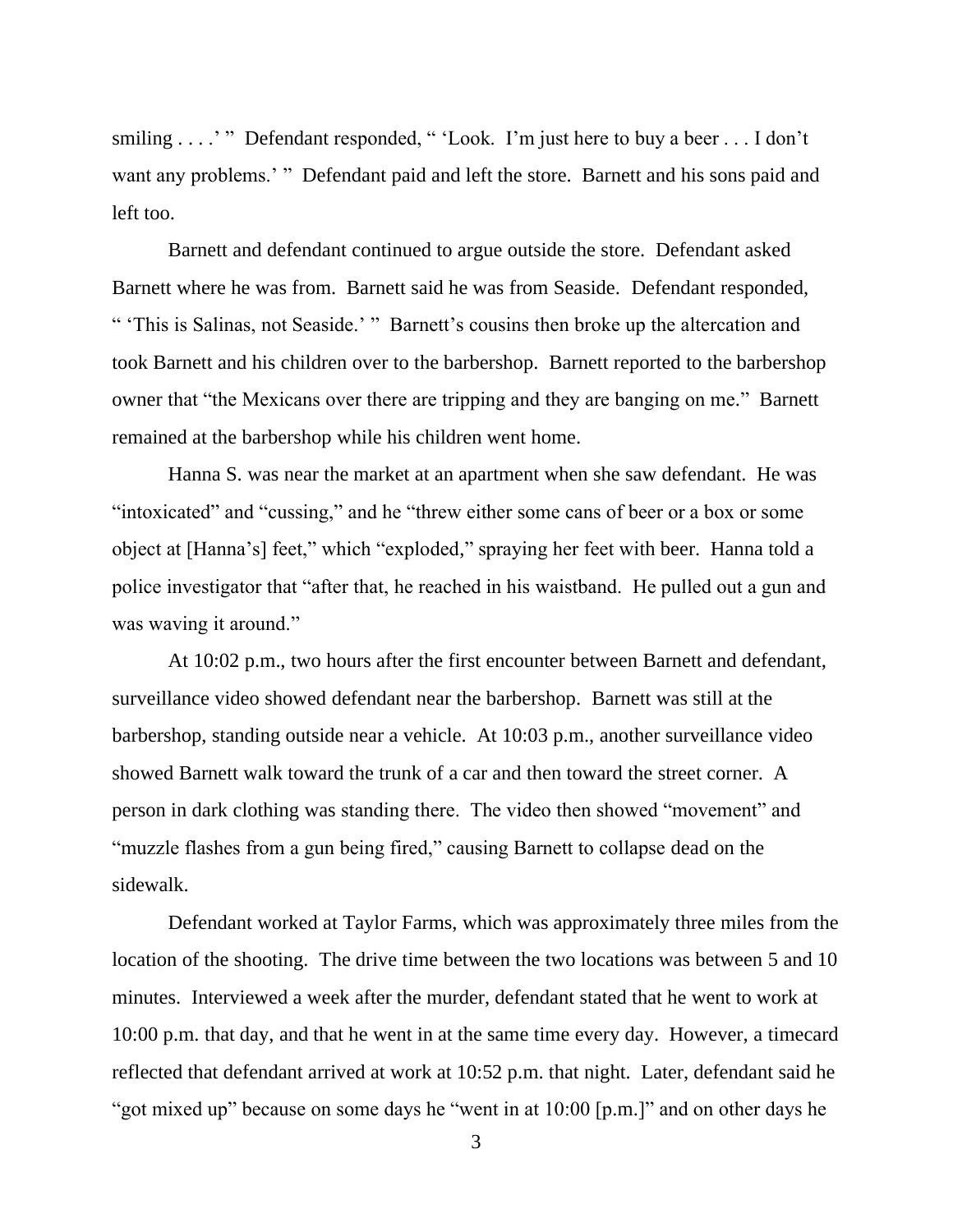smiling . . . .' " Defendant responded, " 'Look. I'm just here to buy a beer . . . I don't want any problems.' " Defendant paid and left the store. Barnett and his sons paid and left too.

Barnett and defendant continued to argue outside the store. Defendant asked Barnett where he was from. Barnett said he was from Seaside. Defendant responded, " 'This is Salinas, not Seaside.' " Barnett's cousins then broke up the altercation and took Barnett and his children over to the barbershop. Barnett reported to the barbershop owner that "the Mexicans over there are tripping and they are banging on me." Barnett remained at the barbershop while his children went home.

Hanna S. was near the market at an apartment when she saw defendant. He was "intoxicated" and "cussing," and he "threw either some cans of beer or a box or some object at [Hanna's] feet," which "exploded," spraying her feet with beer. Hanna told a police investigator that "after that, he reached in his waistband. He pulled out a gun and was waving it around."

At 10:02 p.m., two hours after the first encounter between Barnett and defendant, surveillance video showed defendant near the barbershop. Barnett was still at the barbershop, standing outside near a vehicle. At 10:03 p.m., another surveillance video showed Barnett walk toward the trunk of a car and then toward the street corner. A person in dark clothing was standing there. The video then showed "movement" and "muzzle flashes from a gun being fired," causing Barnett to collapse dead on the sidewalk.

Defendant worked at Taylor Farms, which was approximately three miles from the location of the shooting. The drive time between the two locations was between 5 and 10 minutes. Interviewed a week after the murder, defendant stated that he went to work at 10:00 p.m. that day, and that he went in at the same time every day. However, a timecard reflected that defendant arrived at work at 10:52 p.m. that night. Later, defendant said he "got mixed up" because on some days he "went in at 10:00 [p.m.]" and on other days he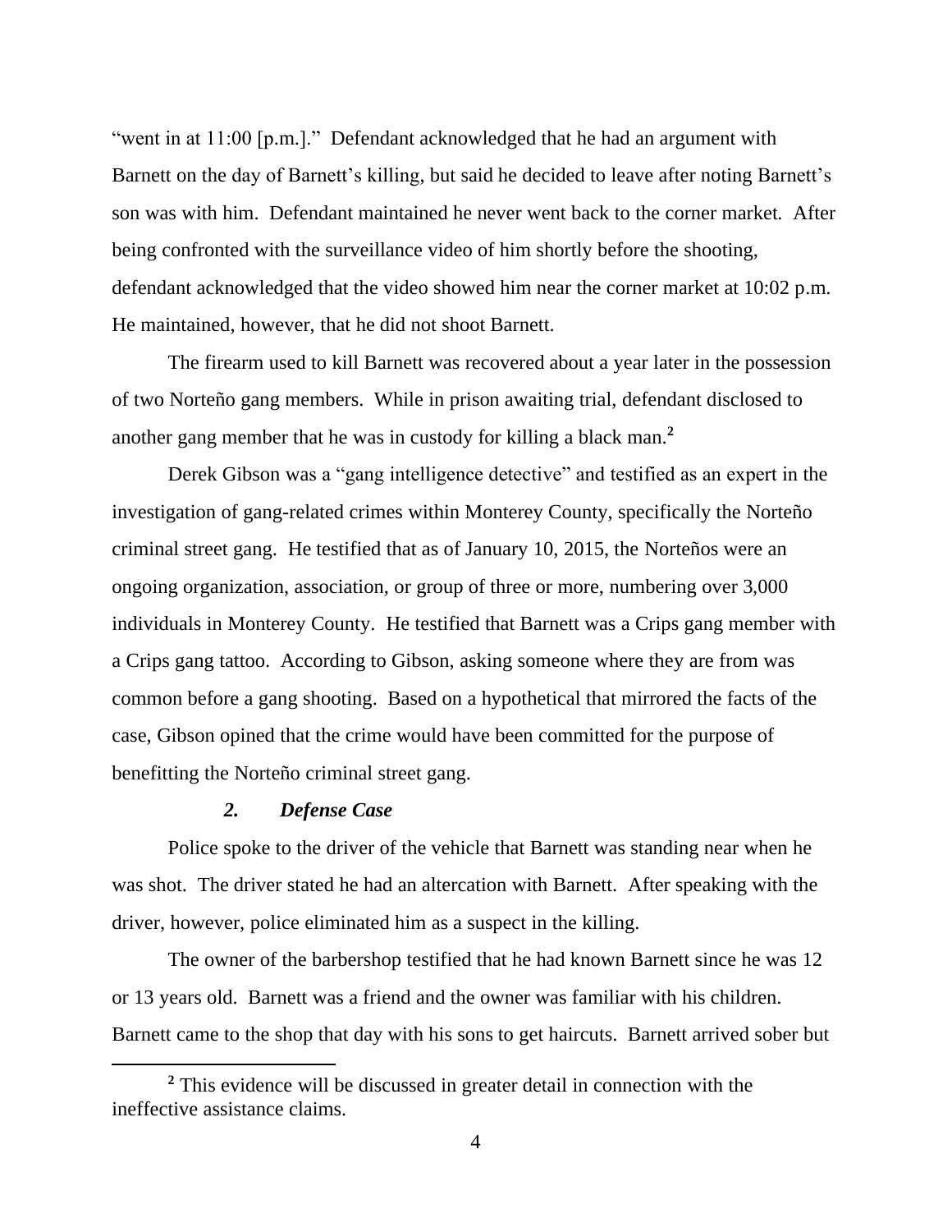"went in at 11:00 [p.m.]." Defendant acknowledged that he had an argument with Barnett on the day of Barnett's killing, but said he decided to leave after noting Barnett's son was with him. Defendant maintained he never went back to the corner market. After being confronted with the surveillance video of him shortly before the shooting, defendant acknowledged that the video showed him near the corner market at 10:02 p.m. He maintained, however, that he did not shoot Barnett.

The firearm used to kill Barnett was recovered about a year later in the possession of two Norteño gang members. While in prison awaiting trial, defendant disclosed to another gang member that he was in custody for killing a black man.[2]

Derek Gibson was a "gang intelligence detective" and testified as an expert in the investigation of gang-related crimes within Monterey County, specifically the Norteño criminal street gang. He testified that as of January 10, 2015, the Norteños were an ongoing organization, association, or group of three or more, numbering over 3,000 individuals in Monterey County. He testified that Barnett was a Crips gang member with a Crips gang tattoo. According to Gibson, asking someone where they are from was common before a gang shooting. Based on a hypothetical that mirrored the facts of the case, Gibson opined that the crime would have been committed for the purpose of benefitting the Norteño criminal street gang.

### *2. Defense Case*

Police spoke to the driver of the vehicle that Barnett was standing near when he was shot. The driver stated he had an altercation with Barnett. After speaking with the driver, however, police eliminated him as a suspect in the killing.

The owner of the barbershop testified that he had known Barnett since he was 12 or 13 years old. Barnett was a friend and the owner was familiar with his children. Barnett came to the shop that day with his sons to get haircuts. Barnett arrived sober but

[2] This evidence will be discussed in greater detail in connection with the ineffective assistance claims.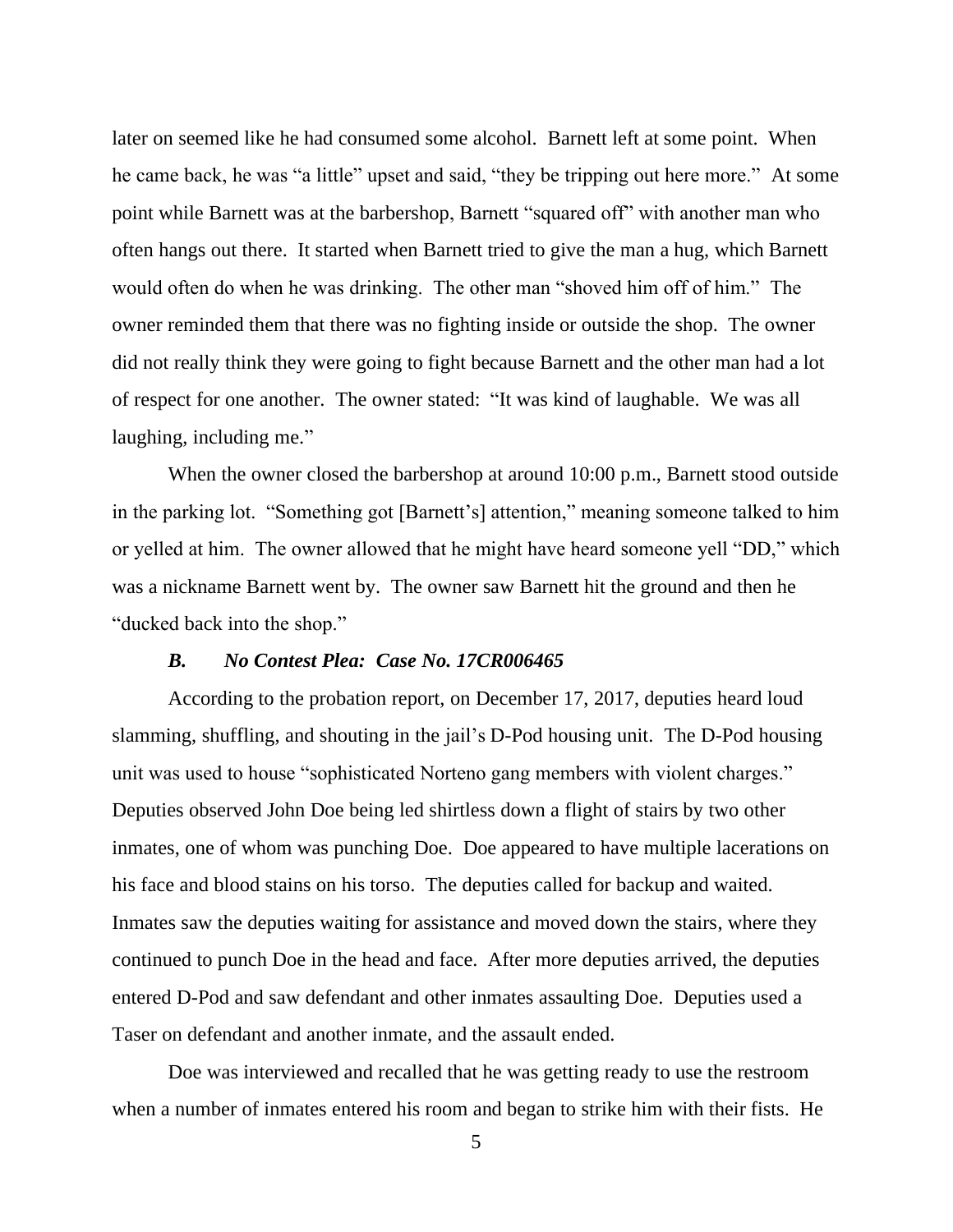later on seemed like he had consumed some alcohol. Barnett left at some point. When he came back, he was "a little" upset and said, "they be tripping out here more." At some point while Barnett was at the barbershop, Barnett "squared off" with another man who often hangs out there. It started when Barnett tried to give the man a hug, which Barnett would often do when he was drinking. The other man "shoved him off of him." The owner reminded them that there was no fighting inside or outside the shop. The owner did not really think they were going to fight because Barnett and the other man had a lot of respect for one another. The owner stated: "It was kind of laughable. We was all laughing, including me."

When the owner closed the barbershop at around 10:00 p.m., Barnett stood outside in the parking lot. "Something got [Barnett's] attention," meaning someone talked to him or yelled at him. The owner allowed that he might have heard someone yell "DD," which was a nickname Barnett went by. The owner saw Barnett hit the ground and then he "ducked back into the shop."

### *B. No Contest Plea: Case No. 17CR006465*

According to the probation report, on December 17, 2017, deputies heard loud slamming, shuffling, and shouting in the jail's D-Pod housing unit. The D-Pod housing unit was used to house "sophisticated Norteno gang members with violent charges." Deputies observed John Doe being led shirtless down a flight of stairs by two other inmates, one of whom was punching Doe. Doe appeared to have multiple lacerations on his face and blood stains on his torso. The deputies called for backup and waited. Inmates saw the deputies waiting for assistance and moved down the stairs, where they continued to punch Doe in the head and face. After more deputies arrived, the deputies entered D-Pod and saw defendant and other inmates assaulting Doe. Deputies used a Taser on defendant and another inmate, and the assault ended.

Doe was interviewed and recalled that he was getting ready to use the restroom when a number of inmates entered his room and began to strike him with their fists. He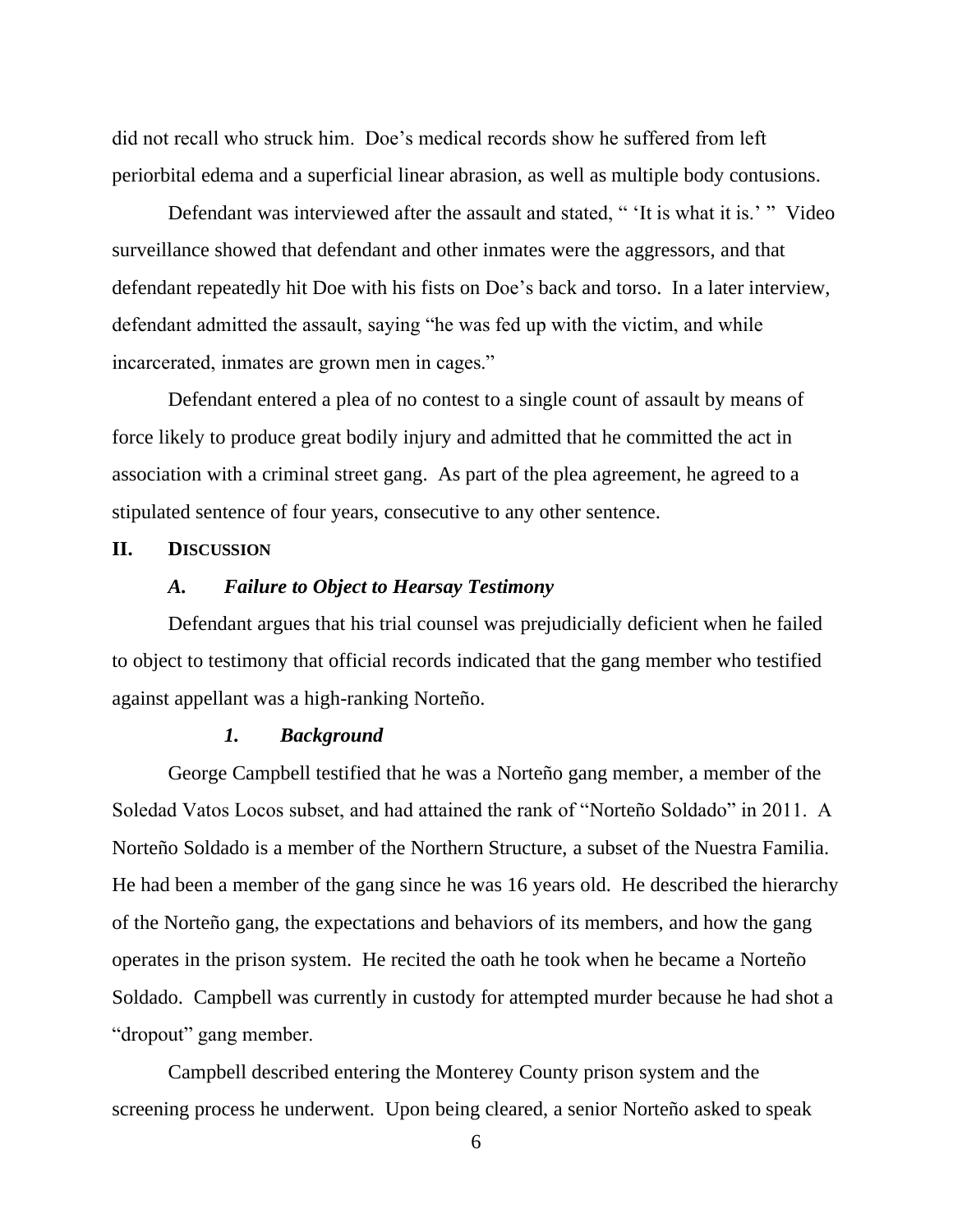did not recall who struck him. Doe's medical records show he suffered from left periorbital edema and a superficial linear abrasion, as well as multiple body contusions.

Defendant was interviewed after the assault and stated, " 'It is what it is.' " Video surveillance showed that defendant and other inmates were the aggressors, and that defendant repeatedly hit Doe with his fists on Doe's back and torso. In a later interview, defendant admitted the assault, saying "he was fed up with the victim, and while incarcerated, inmates are grown men in cages."

Defendant entered a plea of no contest to a single count of assault by means of force likely to produce great bodily injury and admitted that he committed the act in association with a criminal street gang. As part of the plea agreement, he agreed to a stipulated sentence of four years, consecutive to any other sentence.

## II. DISCUSSION

### *A. Failure to Object to Hearsay Testimony*

Defendant argues that his trial counsel was prejudicially deficient when he failed to object to testimony that official records indicated that the gang member who testified against appellant was a high-ranking Norteño.

#### *1. Background*

George Campbell testified that he was a Norteño gang member, a member of the Soledad Vatos Locos subset, and had attained the rank of "Norteño Soldado" in 2011. A Norteño Soldado is a member of the Northern Structure, a subset of the Nuestra Familia. He had been a member of the gang since he was 16 years old. He described the hierarchy of the Norteño gang, the expectations and behaviors of its members, and how the gang operates in the prison system. He recited the oath he took when he became a Norteño Soldado. Campbell was currently in custody for attempted murder because he had shot a "dropout" gang member.

Campbell described entering the Monterey County prison system and the screening process he underwent. Upon being cleared, a senior Norteño asked to speak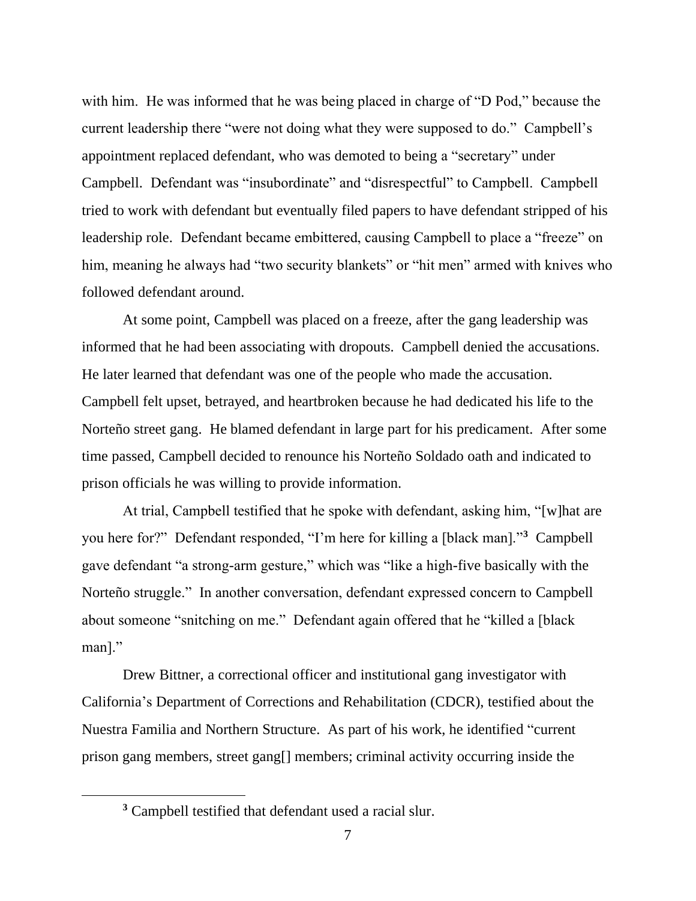with him. He was informed that he was being placed in charge of "D Pod," because the current leadership there "were not doing what they were supposed to do." Campbell's appointment replaced defendant, who was demoted to being a "secretary" under Campbell. Defendant was "insubordinate" and "disrespectful" to Campbell. Campbell tried to work with defendant but eventually filed papers to have defendant stripped of his leadership role. Defendant became embittered, causing Campbell to place a "freeze" on him, meaning he always had "two security blankets" or "hit men" armed with knives who followed defendant around.

At some point, Campbell was placed on a freeze, after the gang leadership was informed that he had been associating with dropouts. Campbell denied the accusations. He later learned that defendant was one of the people who made the accusation. Campbell felt upset, betrayed, and heartbroken because he had dedicated his life to the Norteño street gang. He blamed defendant in large part for his predicament. After some time passed, Campbell decided to renounce his Norteño Soldado oath and indicated to prison officials he was willing to provide information.

At trial, Campbell testified that he spoke with defendant, asking him, "[w]hat are you here for?" Defendant responded, "I'm here for killing a [black man]."[3] Campbell gave defendant "a strong-arm gesture," which was "like a high-five basically with the Norteño struggle." In another conversation, defendant expressed concern to Campbell about someone "snitching on me." Defendant again offered that he "killed a [black man]."

Drew Bittner, a correctional officer and institutional gang investigator with California's Department of Corrections and Rehabilitation (CDCR), testified about the Nuestra Familia and Northern Structure. As part of his work, he identified "current prison gang members, street gang[] members; criminal activity occurring inside the

[3] Campbell testified that defendant used a racial slur.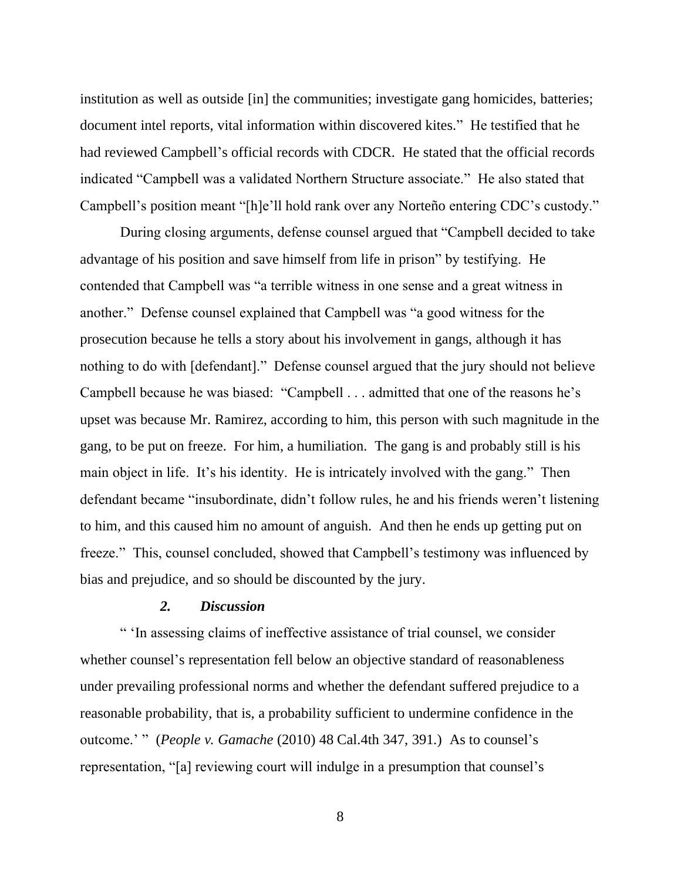institution as well as outside [in] the communities; investigate gang homicides, batteries; document intel reports, vital information within discovered kites." He testified that he had reviewed Campbell's official records with CDCR. He stated that the official records indicated "Campbell was a validated Northern Structure associate." He also stated that Campbell's position meant "[h]e'll hold rank over any Norteño entering CDC's custody."

During closing arguments, defense counsel argued that "Campbell decided to take advantage of his position and save himself from life in prison" by testifying. He contended that Campbell was "a terrible witness in one sense and a great witness in another." Defense counsel explained that Campbell was "a good witness for the prosecution because he tells a story about his involvement in gangs, although it has nothing to do with [defendant]." Defense counsel argued that the jury should not believe Campbell because he was biased: "Campbell . . . admitted that one of the reasons he's upset was because Mr. Ramirez, according to him, this person with such magnitude in the gang, to be put on freeze. For him, a humiliation. The gang is and probably still is his main object in life. It's his identity. He is intricately involved with the gang." Then defendant became "insubordinate, didn't follow rules, he and his friends weren't listening to him, and this caused him no amount of anguish. And then he ends up getting put on freeze." This, counsel concluded, showed that Campbell's testimony was influenced by bias and prejudice, and so should be discounted by the jury.

### *2. Discussion*

" 'In assessing claims of ineffective assistance of trial counsel, we consider whether counsel's representation fell below an objective standard of reasonableness under prevailing professional norms and whether the defendant suffered prejudice to a reasonable probability, that is, a probability sufficient to undermine confidence in the outcome.' " (*People v. Gamache* (2010) 48 Cal.4th 347, 391.) As to counsel's representation, "[a] reviewing court will indulge in a presumption that counsel's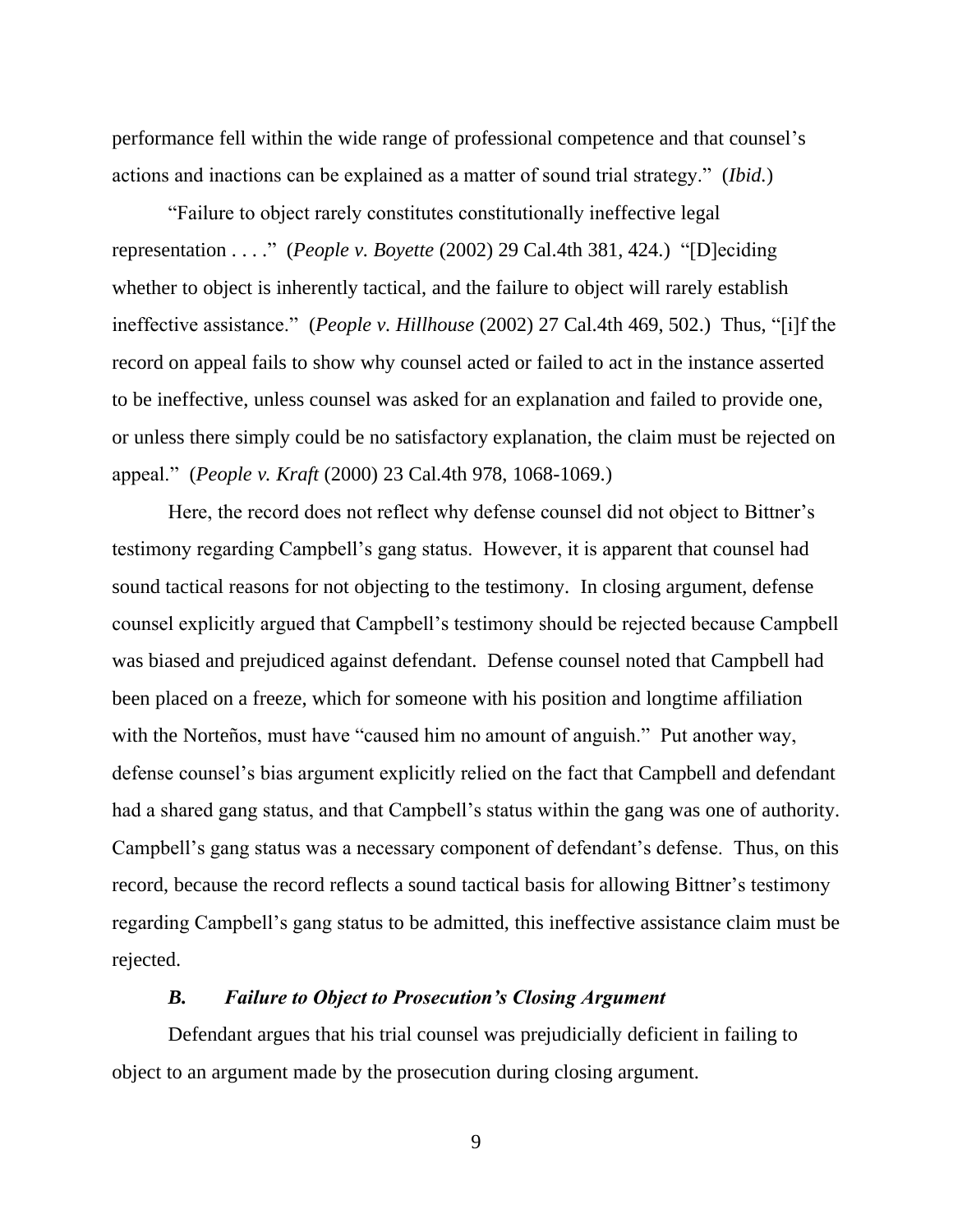performance fell within the wide range of professional competence and that counsel's actions and inactions can be explained as a matter of sound trial strategy." (*Ibid.*)

"Failure to object rarely constitutes constitutionally ineffective legal representation . . . ." (*People v. Boyette* (2002) 29 Cal.4th 381, 424.) "[D]eciding whether to object is inherently tactical, and the failure to object will rarely establish ineffective assistance." (*People v. Hillhouse* (2002) 27 Cal.4th 469, 502.) Thus, "[i]f the record on appeal fails to show why counsel acted or failed to act in the instance asserted to be ineffective, unless counsel was asked for an explanation and failed to provide one, or unless there simply could be no satisfactory explanation, the claim must be rejected on appeal." (*People v. Kraft* (2000) 23 Cal.4th 978, 1068-1069.)

Here, the record does not reflect why defense counsel did not object to Bittner's testimony regarding Campbell's gang status. However, it is apparent that counsel had sound tactical reasons for not objecting to the testimony. In closing argument, defense counsel explicitly argued that Campbell's testimony should be rejected because Campbell was biased and prejudiced against defendant. Defense counsel noted that Campbell had been placed on a freeze, which for someone with his position and longtime affiliation with the Norteños, must have "caused him no amount of anguish." Put another way, defense counsel's bias argument explicitly relied on the fact that Campbell and defendant had a shared gang status, and that Campbell's status within the gang was one of authority. Campbell's gang status was a necessary component of defendant's defense. Thus, on this record, because the record reflects a sound tactical basis for allowing Bittner's testimony regarding Campbell's gang status to be admitted, this ineffective assistance claim must be rejected.

### *B. Failure to Object to Prosecution's Closing Argument*

Defendant argues that his trial counsel was prejudicially deficient in failing to object to an argument made by the prosecution during closing argument.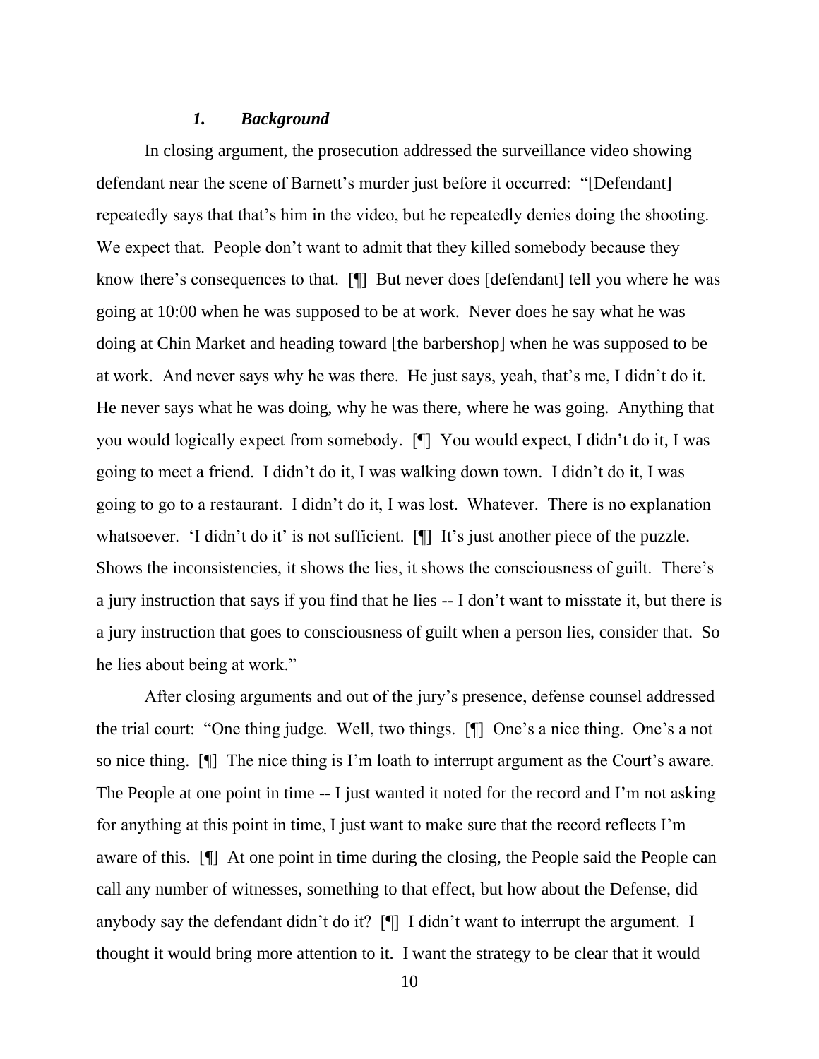### *1. Background*

In closing argument, the prosecution addressed the surveillance video showing defendant near the scene of Barnett's murder just before it occurred: "[Defendant] repeatedly says that that's him in the video, but he repeatedly denies doing the shooting. We expect that. People don't want to admit that they killed somebody because they know there's consequences to that. [¶] But never does [defendant] tell you where he was going at 10:00 when he was supposed to be at work. Never does he say what he was doing at Chin Market and heading toward [the barbershop] when he was supposed to be at work. And never says why he was there. He just says, yeah, that's me, I didn't do it. He never says what he was doing, why he was there, where he was going. Anything that you would logically expect from somebody. [¶] You would expect, I didn't do it, I was going to meet a friend. I didn't do it, I was walking down town. I didn't do it, I was going to go to a restaurant. I didn't do it, I was lost. Whatever. There is no explanation whatsoever. 'I didn't do it' is not sufficient. [¶] It's just another piece of the puzzle. Shows the inconsistencies, it shows the lies, it shows the consciousness of guilt. There's a jury instruction that says if you find that he lies -- I don't want to misstate it, but there is a jury instruction that goes to consciousness of guilt when a person lies, consider that. So he lies about being at work."

After closing arguments and out of the jury's presence, defense counsel addressed the trial court: "One thing judge. Well, two things. [¶] One's a nice thing. One's a not so nice thing. [¶] The nice thing is I'm loath to interrupt argument as the Court's aware. The People at one point in time -- I just wanted it noted for the record and I'm not asking for anything at this point in time, I just want to make sure that the record reflects I'm aware of this. [¶] At one point in time during the closing, the People said the People can call any number of witnesses, something to that effect, but how about the Defense, did anybody say the defendant didn't do it? [¶] I didn't want to interrupt the argument. I thought it would bring more attention to it. I want the strategy to be clear that it would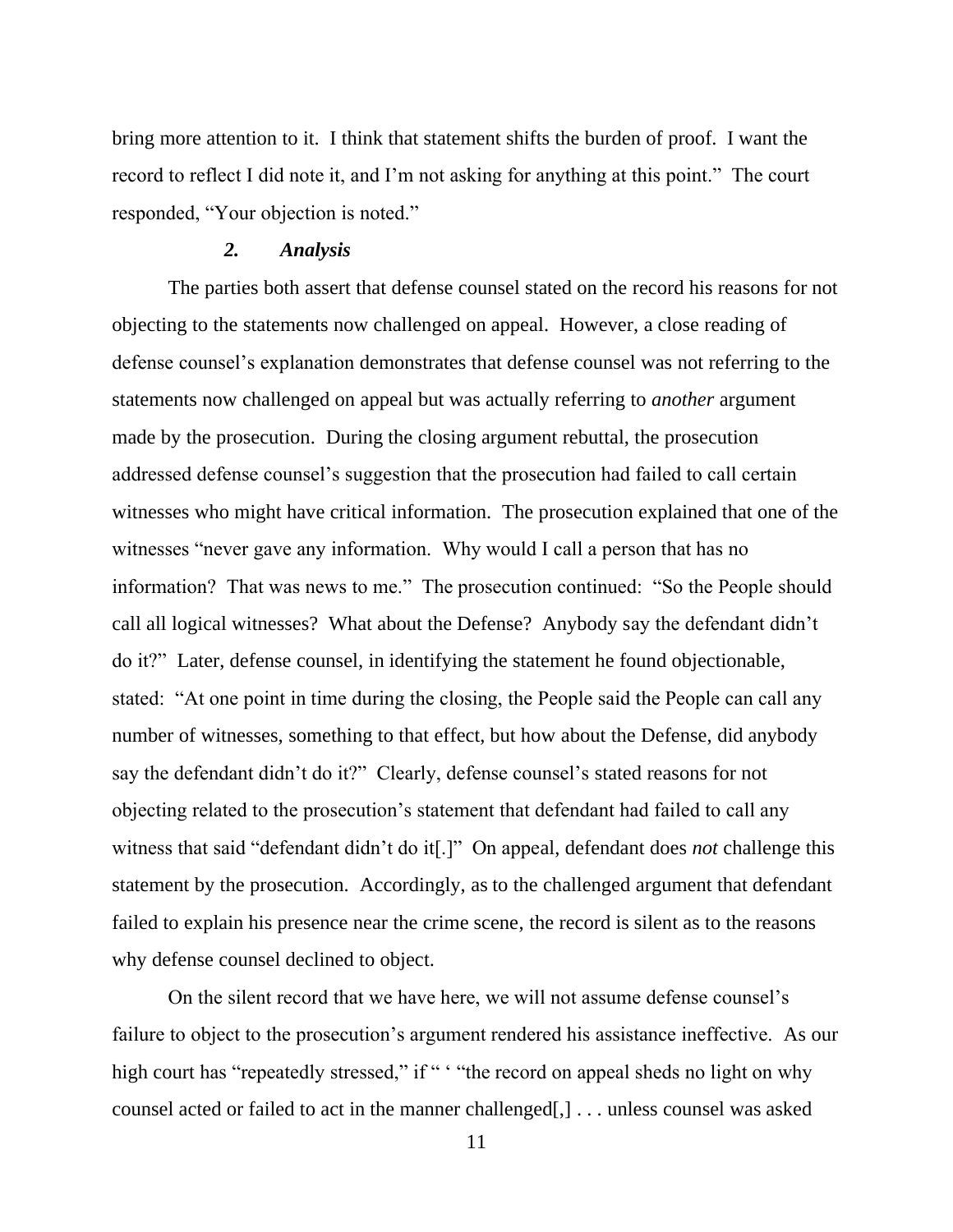bring more attention to it. I think that statement shifts the burden of proof. I want the record to reflect I did note it, and I'm not asking for anything at this point." The court responded, "Your objection is noted."

### *2. Analysis*

The parties both assert that defense counsel stated on the record his reasons for not objecting to the statements now challenged on appeal. However, a close reading of defense counsel's explanation demonstrates that defense counsel was not referring to the statements now challenged on appeal but was actually referring to *another* argument made by the prosecution. During the closing argument rebuttal, the prosecution addressed defense counsel's suggestion that the prosecution had failed to call certain witnesses who might have critical information. The prosecution explained that one of the witnesses "never gave any information. Why would I call a person that has no information? That was news to me." The prosecution continued: "So the People should call all logical witnesses? What about the Defense? Anybody say the defendant didn't do it?" Later, defense counsel, in identifying the statement he found objectionable, stated: "At one point in time during the closing, the People said the People can call any number of witnesses, something to that effect, but how about the Defense, did anybody say the defendant didn't do it?" Clearly, defense counsel's stated reasons for not objecting related to the prosecution's statement that defendant had failed to call any witness that said "defendant didn't do it[.]" On appeal, defendant does *not* challenge this statement by the prosecution. Accordingly, as to the challenged argument that defendant failed to explain his presence near the crime scene, the record is silent as to the reasons why defense counsel declined to object.

On the silent record that we have here, we will not assume defense counsel's failure to object to the prosecution's argument rendered his assistance ineffective. As our high court has "repeatedly stressed," if " ' "the record on appeal sheds no light on why counsel acted or failed to act in the manner challenged[,] . . . unless counsel was asked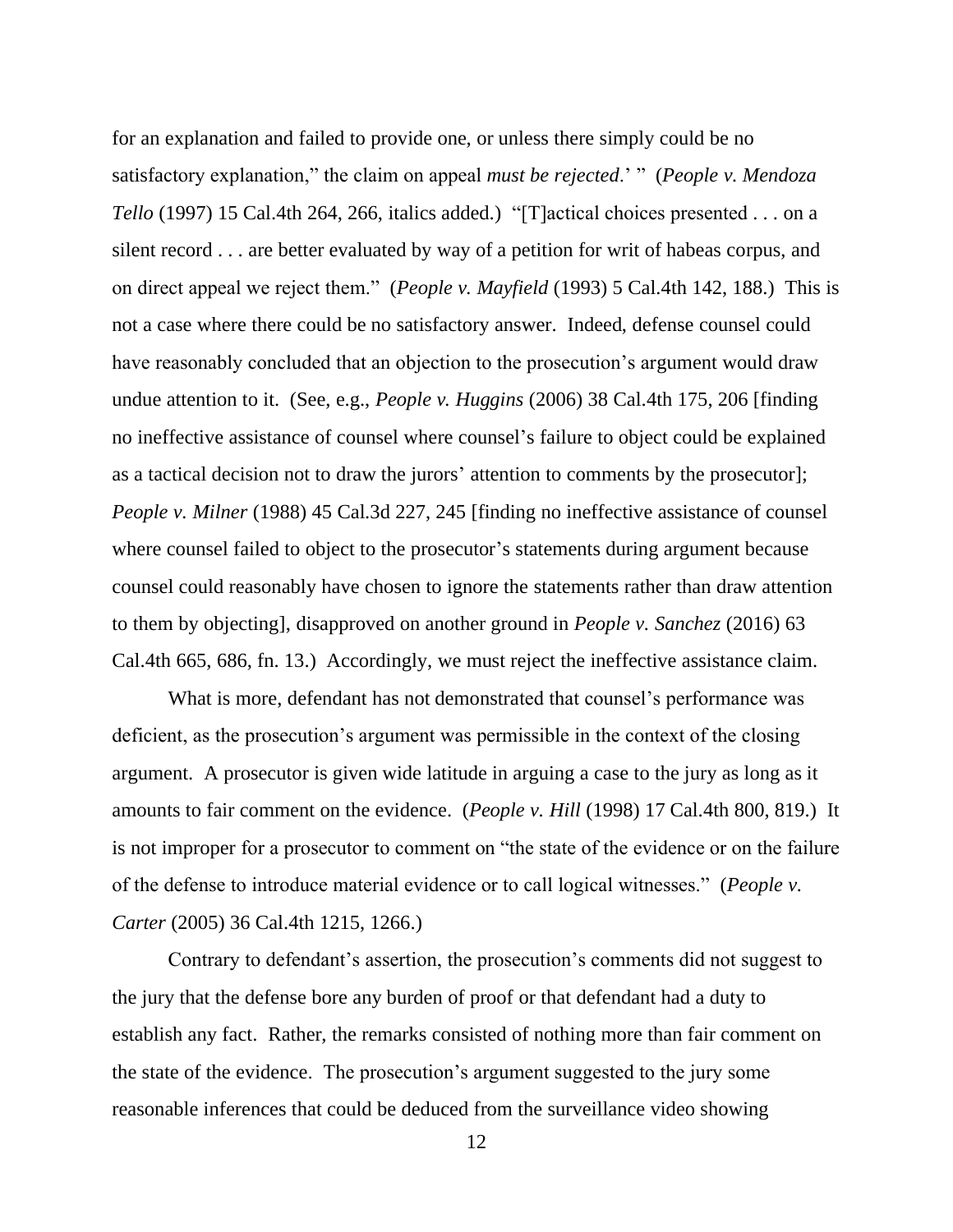for an explanation and failed to provide one, or unless there simply could be no satisfactory explanation," the claim on appeal *must be rejected*.' " (*People v. Mendoza Tello* (1997) 15 Cal.4th 264, 266, italics added.) "[T]actical choices presented . . . on a silent record . . . are better evaluated by way of a petition for writ of habeas corpus, and on direct appeal we reject them." (*People v. Mayfield* (1993) 5 Cal.4th 142, 188.) This is not a case where there could be no satisfactory answer. Indeed, defense counsel could have reasonably concluded that an objection to the prosecution's argument would draw undue attention to it. (See, e.g., *People v. Huggins* (2006) 38 Cal.4th 175, 206 [finding no ineffective assistance of counsel where counsel's failure to object could be explained as a tactical decision not to draw the jurors' attention to comments by the prosecutor]; *People v. Milner* (1988) 45 Cal.3d 227, 245 [finding no ineffective assistance of counsel where counsel failed to object to the prosecutor's statements during argument because counsel could reasonably have chosen to ignore the statements rather than draw attention to them by objecting], disapproved on another ground in *People v. Sanchez* (2016) 63 Cal.4th 665, 686, fn. 13.) Accordingly, we must reject the ineffective assistance claim.

What is more, defendant has not demonstrated that counsel's performance was deficient, as the prosecution's argument was permissible in the context of the closing argument. A prosecutor is given wide latitude in arguing a case to the jury as long as it amounts to fair comment on the evidence. (*People v. Hill* (1998) 17 Cal.4th 800, 819.) It is not improper for a prosecutor to comment on "the state of the evidence or on the failure of the defense to introduce material evidence or to call logical witnesses." (*People v. Carter* (2005) 36 Cal.4th 1215, 1266.)

Contrary to defendant's assertion, the prosecution's comments did not suggest to the jury that the defense bore any burden of proof or that defendant had a duty to establish any fact. Rather, the remarks consisted of nothing more than fair comment on the state of the evidence. The prosecution's argument suggested to the jury some reasonable inferences that could be deduced from the surveillance video showing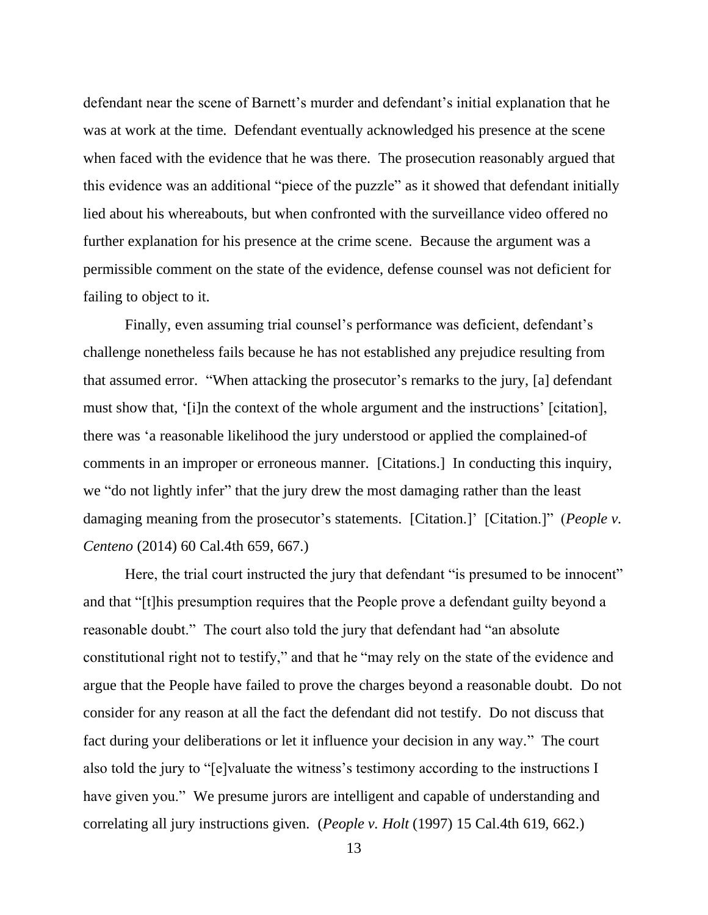defendant near the scene of Barnett's murder and defendant's initial explanation that he was at work at the time. Defendant eventually acknowledged his presence at the scene when faced with the evidence that he was there. The prosecution reasonably argued that this evidence was an additional "piece of the puzzle" as it showed that defendant initially lied about his whereabouts, but when confronted with the surveillance video offered no further explanation for his presence at the crime scene. Because the argument was a permissible comment on the state of the evidence, defense counsel was not deficient for failing to object to it.

Finally, even assuming trial counsel's performance was deficient, defendant's challenge nonetheless fails because he has not established any prejudice resulting from that assumed error. "When attacking the prosecutor's remarks to the jury, [a] defendant must show that, '[i]n the context of the whole argument and the instructions' [citation], there was 'a reasonable likelihood the jury understood or applied the complained-of comments in an improper or erroneous manner. [Citations.] In conducting this inquiry, we "do not lightly infer" that the jury drew the most damaging rather than the least damaging meaning from the prosecutor's statements. [Citation.]' [Citation.]" (*People v. Centeno* (2014) 60 Cal.4th 659, 667.)

Here, the trial court instructed the jury that defendant "is presumed to be innocent" and that "[t]his presumption requires that the People prove a defendant guilty beyond a reasonable doubt." The court also told the jury that defendant had "an absolute constitutional right not to testify," and that he "may rely on the state of the evidence and argue that the People have failed to prove the charges beyond a reasonable doubt. Do not consider for any reason at all the fact the defendant did not testify. Do not discuss that fact during your deliberations or let it influence your decision in any way." The court also told the jury to "[e]valuate the witness's testimony according to the instructions I have given you." We presume jurors are intelligent and capable of understanding and correlating all jury instructions given. (*People v. Holt* (1997) 15 Cal.4th 619, 662.)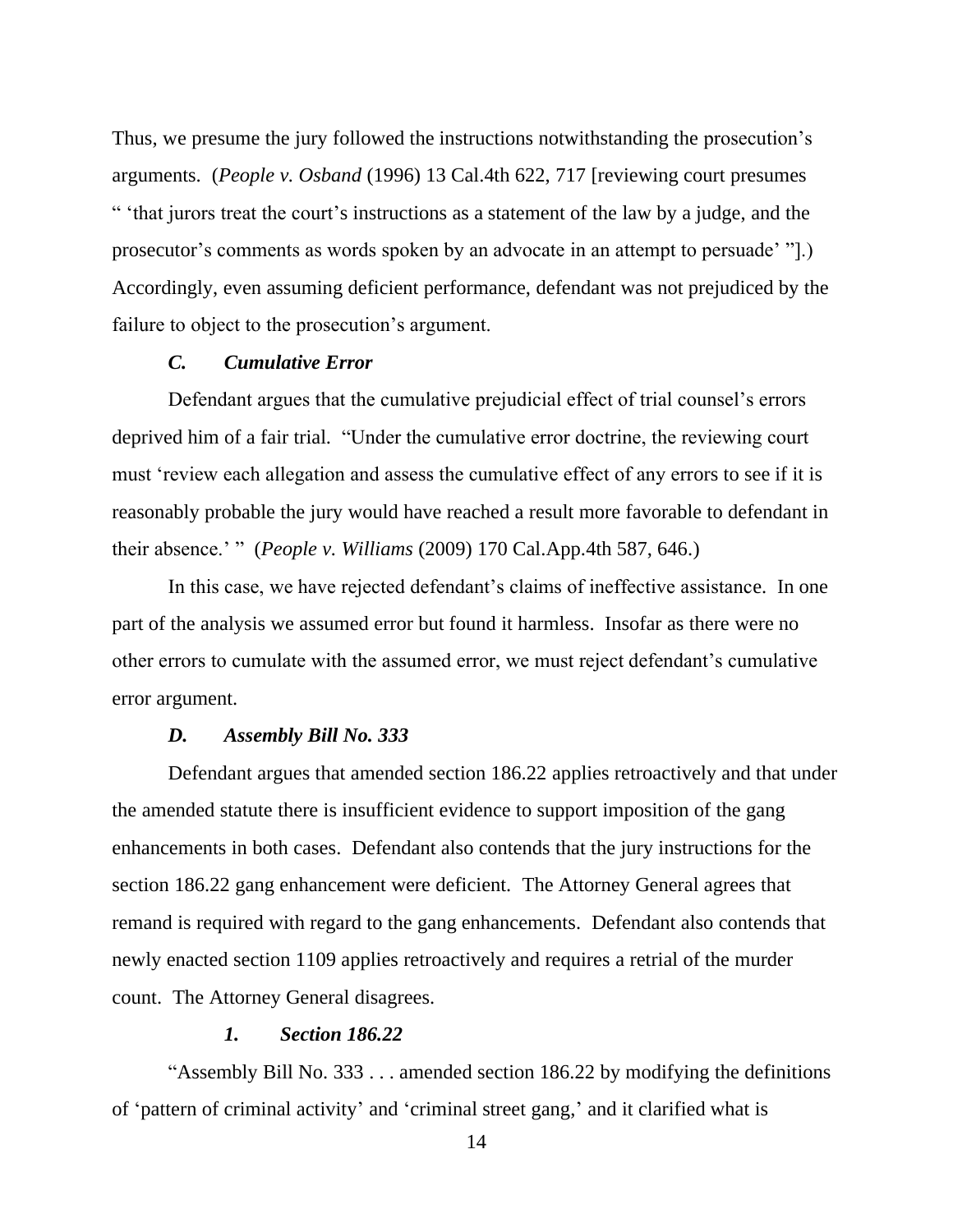Thus, we presume the jury followed the instructions notwithstanding the prosecution's arguments. (*People v. Osband* (1996) 13 Cal.4th 622, 717 [reviewing court presumes " 'that jurors treat the court's instructions as a statement of the law by a judge, and the prosecutor's comments as words spoken by an advocate in an attempt to persuade' "].) Accordingly, even assuming deficient performance, defendant was not prejudiced by the failure to object to the prosecution's argument.

### *C. Cumulative Error*

Defendant argues that the cumulative prejudicial effect of trial counsel's errors deprived him of a fair trial. "Under the cumulative error doctrine, the reviewing court must 'review each allegation and assess the cumulative effect of any errors to see if it is reasonably probable the jury would have reached a result more favorable to defendant in their absence.' " (*People v. Williams* (2009) 170 Cal.App.4th 587, 646.)

In this case, we have rejected defendant's claims of ineffective assistance. In one part of the analysis we assumed error but found it harmless. Insofar as there were no other errors to cumulate with the assumed error, we must reject defendant's cumulative error argument.

### *D. Assembly Bill No. 333*

Defendant argues that amended section 186.22 applies retroactively and that under the amended statute there is insufficient evidence to support imposition of the gang enhancements in both cases. Defendant also contends that the jury instructions for the section 186.22 gang enhancement were deficient. The Attorney General agrees that remand is required with regard to the gang enhancements. Defendant also contends that newly enacted section 1109 applies retroactively and requires a retrial of the murder count. The Attorney General disagrees.

#### *1. Section 186.22*

"Assembly Bill No. 333 . . . amended section 186.22 by modifying the definitions of 'pattern of criminal activity' and 'criminal street gang,' and it clarified what is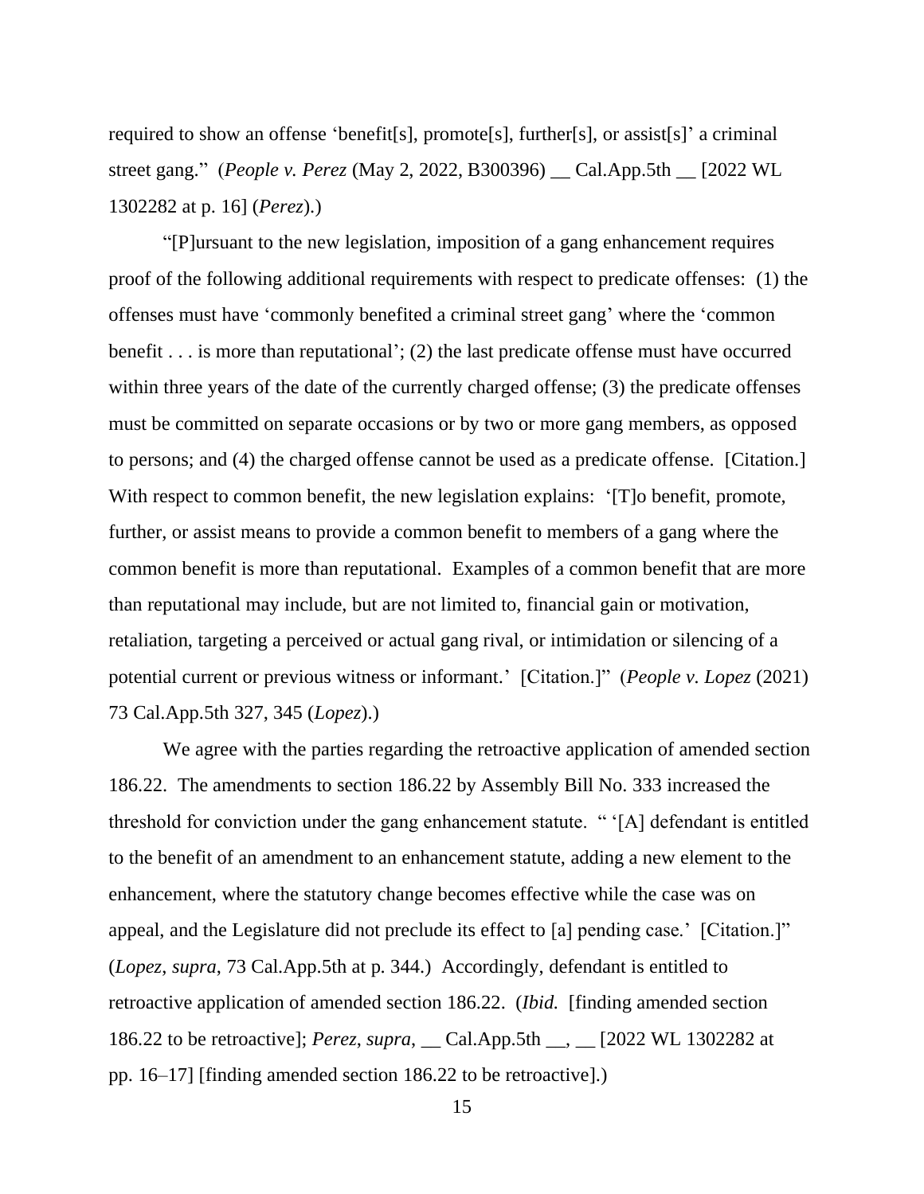required to show an offense 'benefit[s], promote[s], further[s], or assist[s]' a criminal street gang." (*People v. Perez* (May 2, 2022, B300396) __ Cal.App.5th __ [2022 WL 1302282 at p. 16] (*Perez*).)

"[P]ursuant to the new legislation, imposition of a gang enhancement requires proof of the following additional requirements with respect to predicate offenses: (1) the offenses must have 'commonly benefited a criminal street gang' where the 'common benefit . . . is more than reputational'; (2) the last predicate offense must have occurred within three years of the date of the currently charged offense; (3) the predicate offenses must be committed on separate occasions or by two or more gang members, as opposed to persons; and (4) the charged offense cannot be used as a predicate offense. [Citation.] With respect to common benefit, the new legislation explains: '[T]o benefit, promote, further, or assist means to provide a common benefit to members of a gang where the common benefit is more than reputational. Examples of a common benefit that are more than reputational may include, but are not limited to, financial gain or motivation, retaliation, targeting a perceived or actual gang rival, or intimidation or silencing of a potential current or previous witness or informant.' [Citation.]" (*People v. Lopez* (2021) 73 Cal.App.5th 327, 345 (*Lopez*).)

We agree with the parties regarding the retroactive application of amended section 186.22. The amendments to section 186.22 by Assembly Bill No. 333 increased the threshold for conviction under the gang enhancement statute. " '[A] defendant is entitled to the benefit of an amendment to an enhancement statute, adding a new element to the enhancement, where the statutory change becomes effective while the case was on appeal, and the Legislature did not preclude its effect to [a] pending case.' [Citation.]" (*Lopez*, *supra*, 73 Cal.App.5th at p. 344.) Accordingly, defendant is entitled to retroactive application of amended section 186.22. (*Ibid.* [finding amended section 186.22 to be retroactive]; *Perez*, *supra*, __ Cal.App.5th __, __ [2022 WL 1302282 at pp. 16–17] [finding amended section 186.22 to be retroactive].)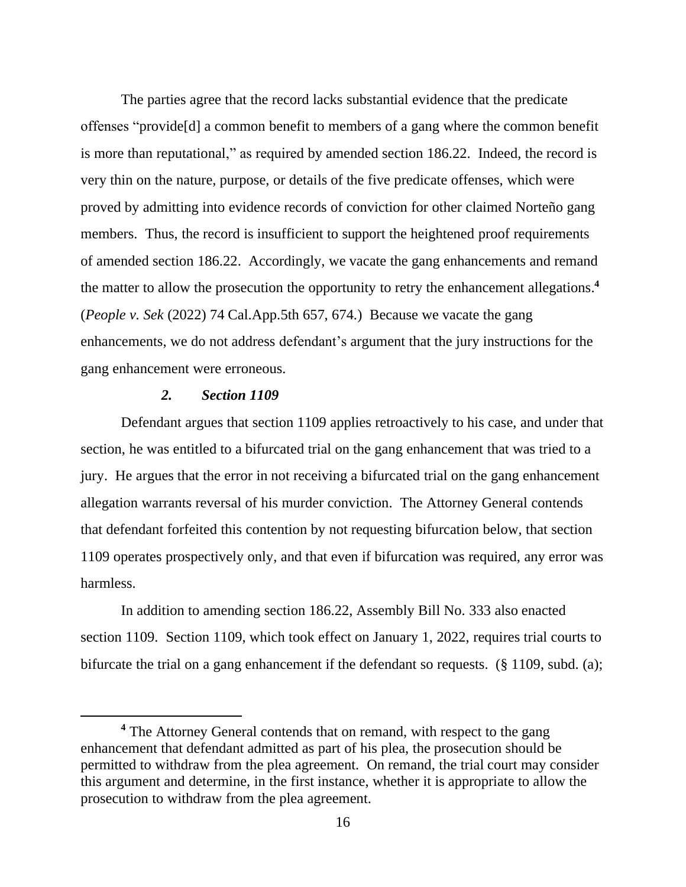The parties agree that the record lacks substantial evidence that the predicate offenses "provide[d] a common benefit to members of a gang where the common benefit is more than reputational," as required by amended section 186.22. Indeed, the record is very thin on the nature, purpose, or details of the five predicate offenses, which were proved by admitting into evidence records of conviction for other claimed Norteño gang members. Thus, the record is insufficient to support the heightened proof requirements of amended section 186.22. Accordingly, we vacate the gang enhancements and remand the matter to allow the prosecution the opportunity to retry the enhancement allegations.[4] (*People v. Sek* (2022) 74 Cal.App.5th 657, 674.) Because we vacate the gang enhancements, we do not address defendant's argument that the jury instructions for the gang enhancement were erroneous.

### *2. Section 1109*

Defendant argues that section 1109 applies retroactively to his case, and under that section, he was entitled to a bifurcated trial on the gang enhancement that was tried to a jury. He argues that the error in not receiving a bifurcated trial on the gang enhancement allegation warrants reversal of his murder conviction. The Attorney General contends that defendant forfeited this contention by not requesting bifurcation below, that section 1109 operates prospectively only, and that even if bifurcation was required, any error was harmless.

In addition to amending section 186.22, Assembly Bill No. 333 also enacted section 1109. Section 1109, which took effect on January 1, 2022, requires trial courts to bifurcate the trial on a gang enhancement if the defendant so requests. (§ 1109, subd. (a);

---

[4] The Attorney General contends that on remand, with respect to the gang enhancement that defendant admitted as part of his plea, the prosecution should be permitted to withdraw from the plea agreement. On remand, the trial court may consider this argument and determine, in the first instance, whether it is appropriate to allow the prosecution to withdraw from the plea agreement.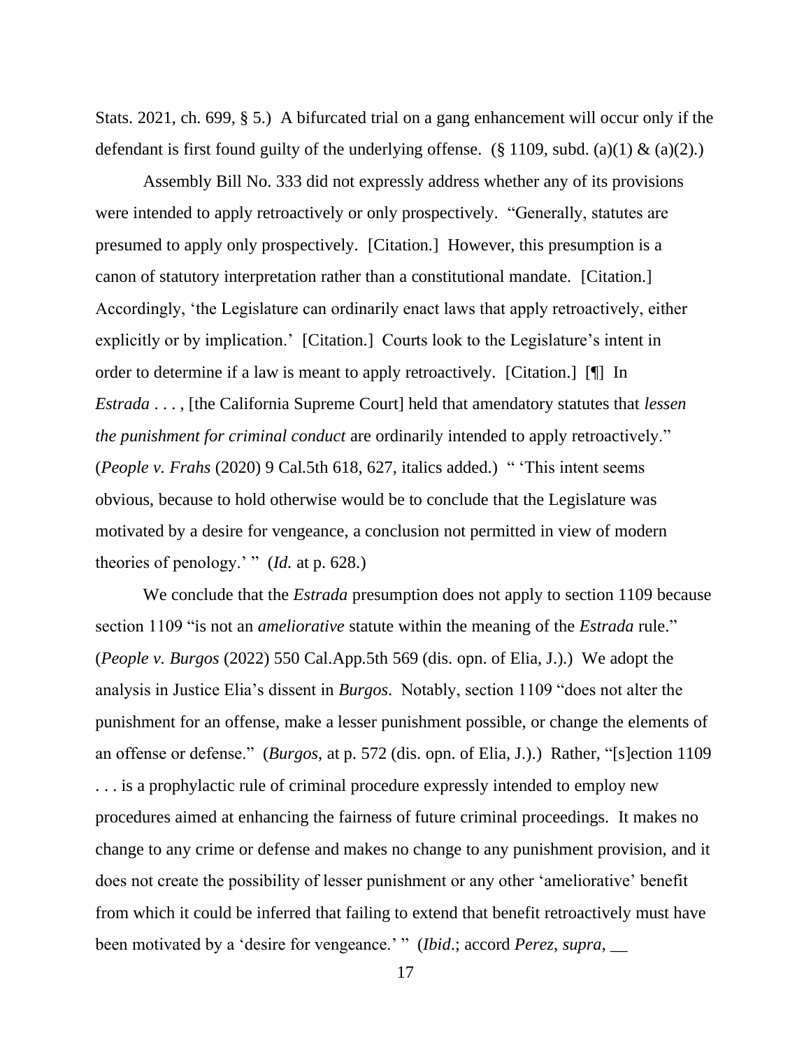Stats. 2021, ch. 699, § 5.) A bifurcated trial on a gang enhancement will occur only if the defendant is first found guilty of the underlying offense. (§ 1109, subd. (a)(1) & (a)(2).)

Assembly Bill No. 333 did not expressly address whether any of its provisions were intended to apply retroactively or only prospectively. "Generally, statutes are presumed to apply only prospectively. [Citation.] However, this presumption is a canon of statutory interpretation rather than a constitutional mandate. [Citation.] Accordingly, 'the Legislature can ordinarily enact laws that apply retroactively, either explicitly or by implication.' [Citation.] Courts look to the Legislature's intent in order to determine if a law is meant to apply retroactively. [Citation.] [¶] In *Estrada* . . . , [the California Supreme Court] held that amendatory statutes that *lessen the punishment for criminal conduct* are ordinarily intended to apply retroactively." (*People v. Frahs* (2020) 9 Cal.5th 618, 627, italics added.) " 'This intent seems obvious, because to hold otherwise would be to conclude that the Legislature was motivated by a desire for vengeance, a conclusion not permitted in view of modern theories of penology.' " (*Id.* at p. 628.)

We conclude that the *Estrada* presumption does not apply to section 1109 because section 1109 "is not an *ameliorative* statute within the meaning of the *Estrada* rule." (*People v. Burgos* (2022) 550 Cal.App.5th 569 (dis. opn. of Elia, J.).) We adopt the analysis in Justice Elia's dissent in *Burgos*. Notably, section 1109 "does not alter the punishment for an offense, make a lesser punishment possible, or change the elements of an offense or defense." (*Burgos*, at p. 572 (dis. opn. of Elia, J.).) Rather, "[s]ection 1109 . . . is a prophylactic rule of criminal procedure expressly intended to employ new procedures aimed at enhancing the fairness of future criminal proceedings. It makes no change to any crime or defense and makes no change to any punishment provision, and it does not create the possibility of lesser punishment or any other 'ameliorative' benefit from which it could be inferred that failing to extend that benefit retroactively must have been motivated by a 'desire for vengeance.' " (*Ibid*.; accord *Perez*, *supra*, __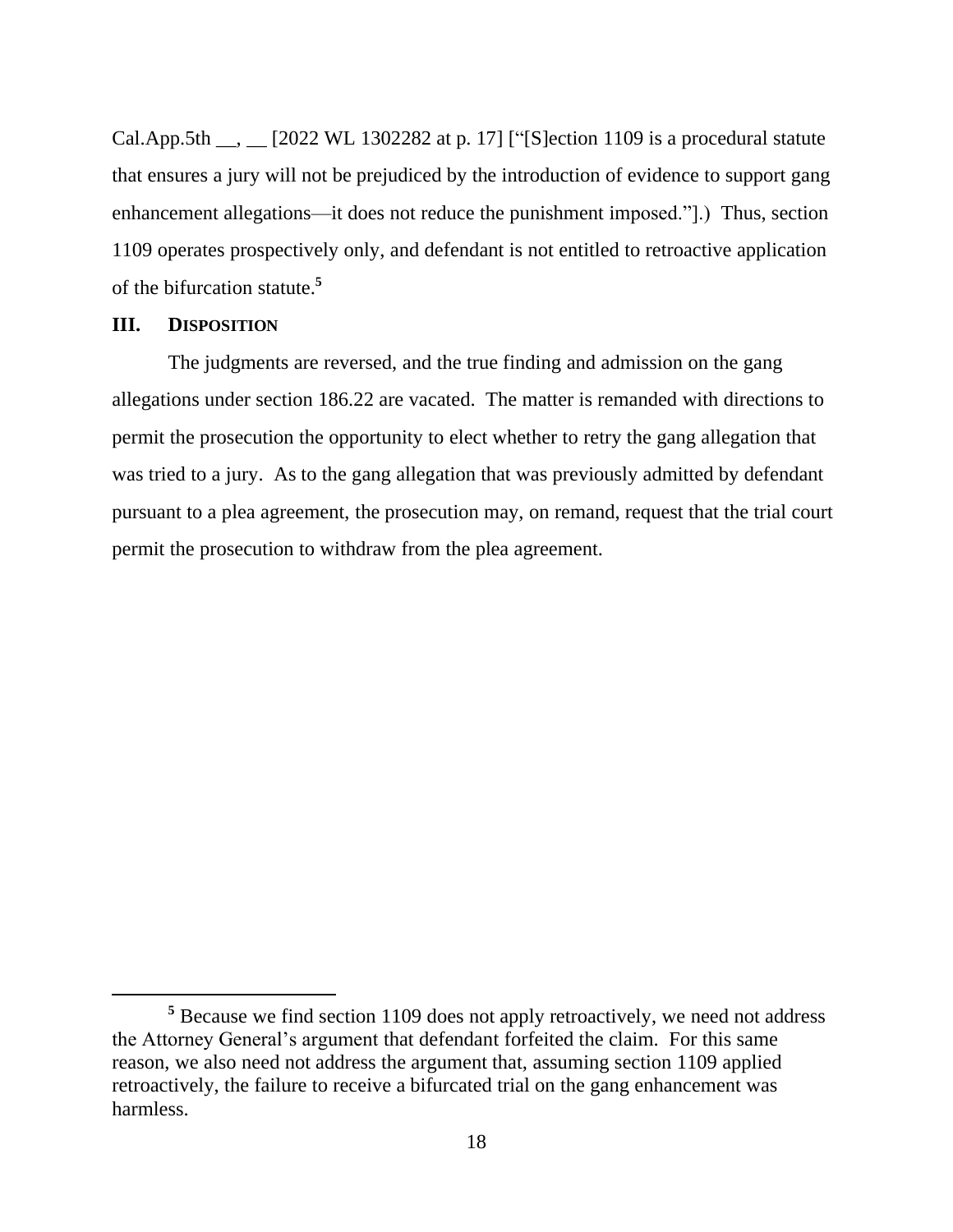Cal.App.5th __, __ [2022 WL 1302282 at p. 17] ["[S]ection 1109 is a procedural statute that ensures a jury will not be prejudiced by the introduction of evidence to support gang enhancement allegations—it does not reduce the punishment imposed."].) Thus, section 1109 operates prospectively only, and defendant is not entitled to retroactive application of the bifurcation statute.[5]

## III. DISPOSITION

The judgments are reversed, and the true finding and admission on the gang allegations under section 186.22 are vacated. The matter is remanded with directions to permit the prosecution the opportunity to elect whether to retry the gang allegation that was tried to a jury. As to the gang allegation that was previously admitted by defendant pursuant to a plea agreement, the prosecution may, on remand, request that the trial court permit the prosecution to withdraw from the plea agreement.

---

[5] Because we find section 1109 does not apply retroactively, we need not address the Attorney General's argument that defendant forfeited the claim. For this same reason, we also need not address the argument that, assuming section 1109 applied retroactively, the failure to receive a bifurcated trial on the gang enhancement was harmless.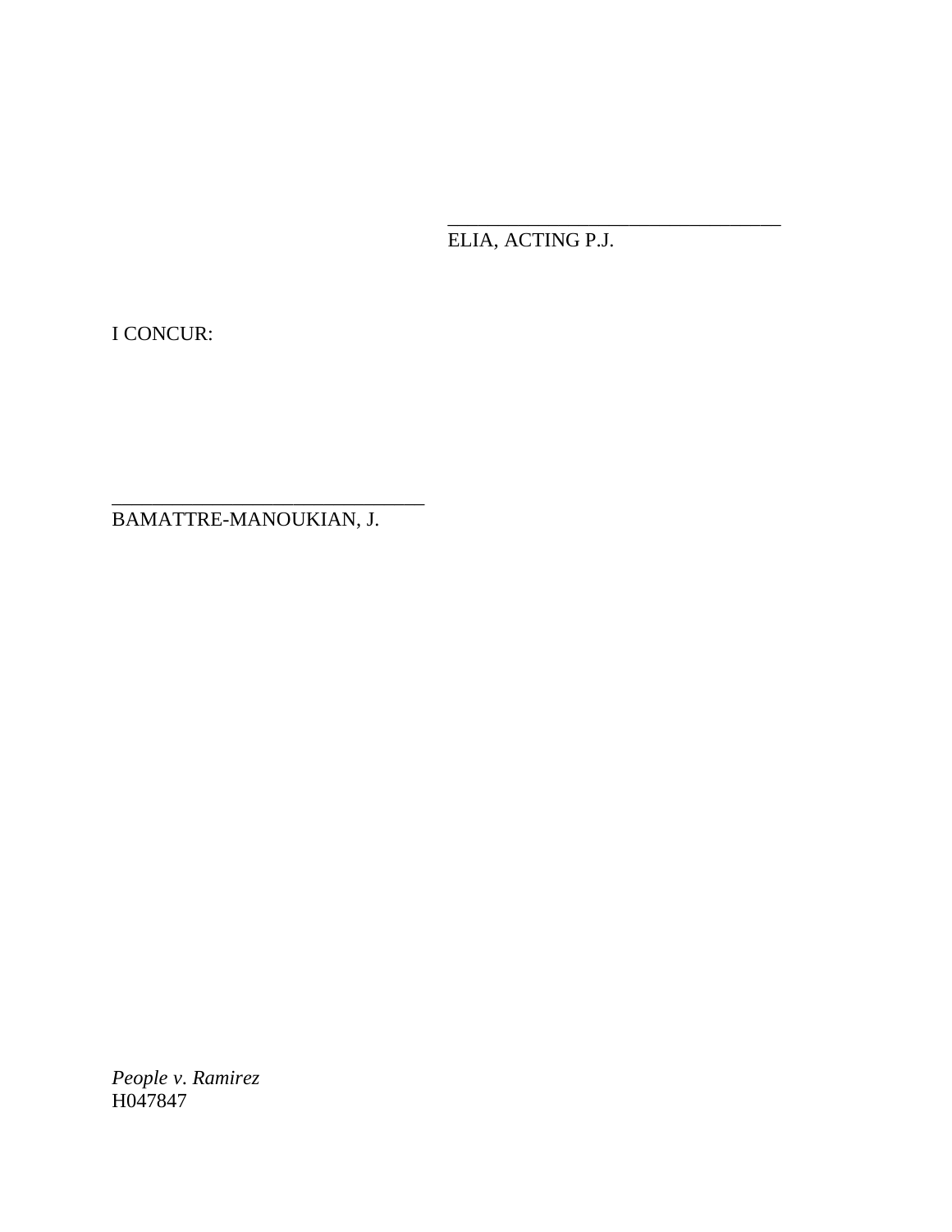\_\_\_\_\_\_\_\_\_\_\_\_\_\_\_\_\_\_\_\_\_\_\_\_\_\_\_\_\_\_\_\_\_\_

ELIA, ACTING P.J.

I CONCUR:

\_\_\_\_\_\_\_\_\_\_\_\_\_\_\_\_\_\_\_\_\_\_\_\_\_\_\_\_\_\_\_\_

BAMATTRE-MANOUKIAN, J.

*People v. Ramirez*
H047847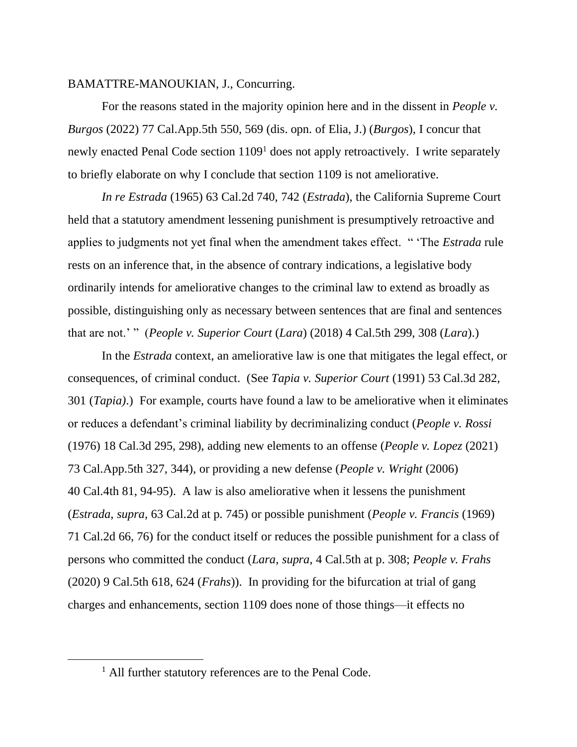BAMATTRE-MANOUKIAN, J., Concurring.

For the reasons stated in the majority opinion here and in the dissent in *People v. Burgos* (2022) 77 Cal.App.5th 550, 569 (dis. opn. of Elia, J.) (*Burgos*), I concur that newly enacted Penal Code section 1109[1] does not apply retroactively. I write separately to briefly elaborate on why I conclude that section 1109 is not ameliorative.

*In re Estrada* (1965) 63 Cal.2d 740, 742 (*Estrada*), the California Supreme Court held that a statutory amendment lessening punishment is presumptively retroactive and applies to judgments not yet final when the amendment takes effect. " 'The *Estrada* rule rests on an inference that, in the absence of contrary indications, a legislative body ordinarily intends for ameliorative changes to the criminal law to extend as broadly as possible, distinguishing only as necessary between sentences that are final and sentences that are not.' " (*People v. Superior Court* (*Lara*) (2018) 4 Cal.5th 299, 308 (*Lara*).)

In the *Estrada* context, an ameliorative law is one that mitigates the legal effect, or consequences, of criminal conduct. (See *Tapia v. Superior Court* (1991) 53 Cal.3d 282, 301 (*Tapia)*.) For example, courts have found a law to be ameliorative when it eliminates or reduces a defendant's criminal liability by decriminalizing conduct (*People v. Rossi* (1976) 18 Cal.3d 295, 298), adding new elements to an offense (*People v. Lopez* (2021) 73 Cal.App.5th 327, 344), or providing a new defense (*People v. Wright* (2006) 40 Cal.4th 81, 94-95). A law is also ameliorative when it lessens the punishment (*Estrada*, *supra*, 63 Cal.2d at p. 745) or possible punishment (*People v. Francis* (1969) 71 Cal.2d 66, 76) for the conduct itself or reduces the possible punishment for a class of persons who committed the conduct (*Lara, supra*, 4 Cal.5th at p. 308; *People v. Frahs* (2020) 9 Cal.5th 618, 624 (*Frahs*)). In providing for the bifurcation at trial of gang charges and enhancements, section 1109 does none of those things—it effects no

[1] All further statutory references are to the Penal Code.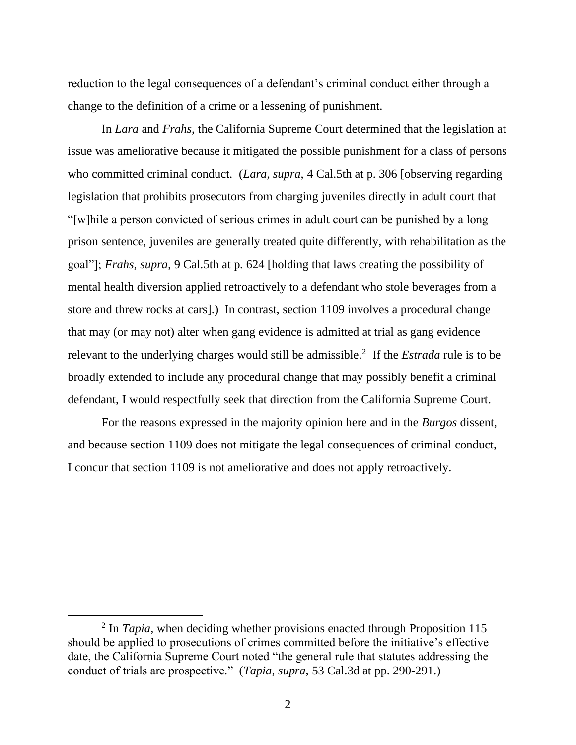reduction to the legal consequences of a defendant's criminal conduct either through a change to the definition of a crime or a lessening of punishment.

In *Lara* and *Frahs*, the California Supreme Court determined that the legislation at issue was ameliorative because it mitigated the possible punishment for a class of persons who committed criminal conduct. (*Lara*, *supra*, 4 Cal.5th at p. 306 [observing regarding legislation that prohibits prosecutors from charging juveniles directly in adult court that "[w]hile a person convicted of serious crimes in adult court can be punished by a long prison sentence, juveniles are generally treated quite differently, with rehabilitation as the goal"]; *Frahs*, *supra*, 9 Cal.5th at p. 624 [holding that laws creating the possibility of mental health diversion applied retroactively to a defendant who stole beverages from a store and threw rocks at cars].) In contrast, section 1109 involves a procedural change that may (or may not) alter when gang evidence is admitted at trial as gang evidence relevant to the underlying charges would still be admissible.[2] If the *Estrada* rule is to be broadly extended to include any procedural change that may possibly benefit a criminal defendant, I would respectfully seek that direction from the California Supreme Court.

For the reasons expressed in the majority opinion here and in the *Burgos* dissent, and because section 1109 does not mitigate the legal consequences of criminal conduct, I concur that section 1109 is not ameliorative and does not apply retroactively.

[2] In *Tapia*, when deciding whether provisions enacted through Proposition 115 should be applied to prosecutions of crimes committed before the initiative's effective date, the California Supreme Court noted "the general rule that statutes addressing the conduct of trials are prospective." (*Tapia*, *supra*, 53 Cal.3d at pp. 290-291.)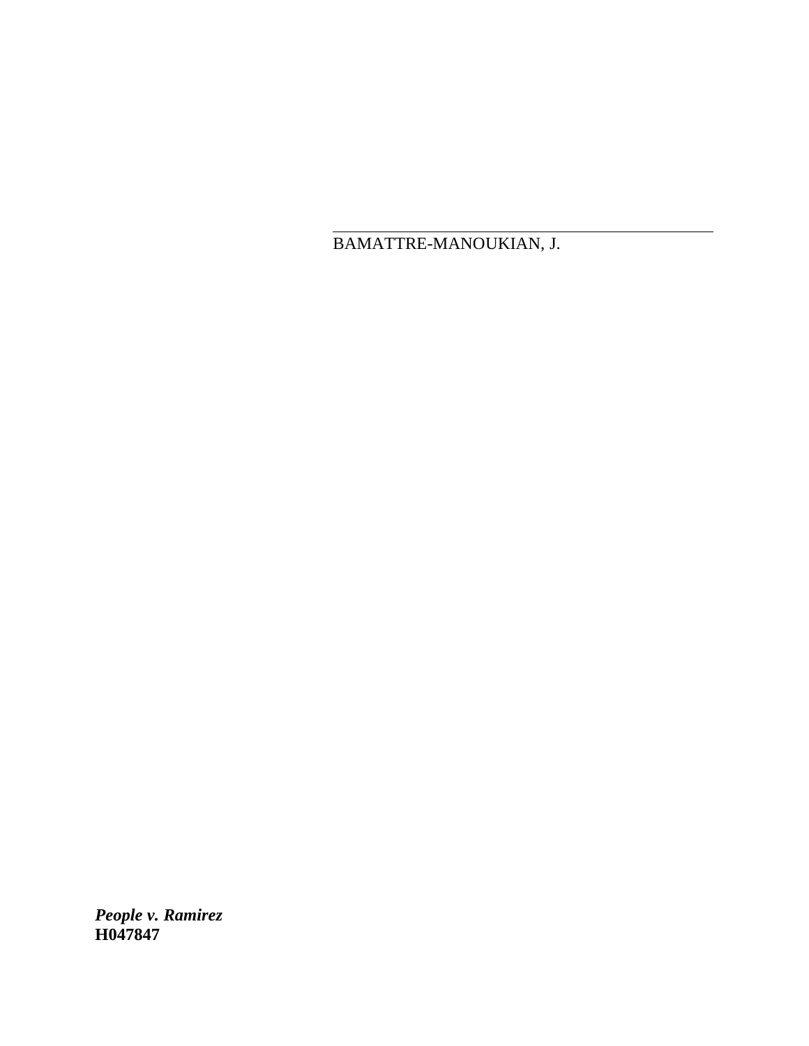______________________________________
BAMATTRE-MANOUKIAN, J.

*People v. Ramirez*
**H047847**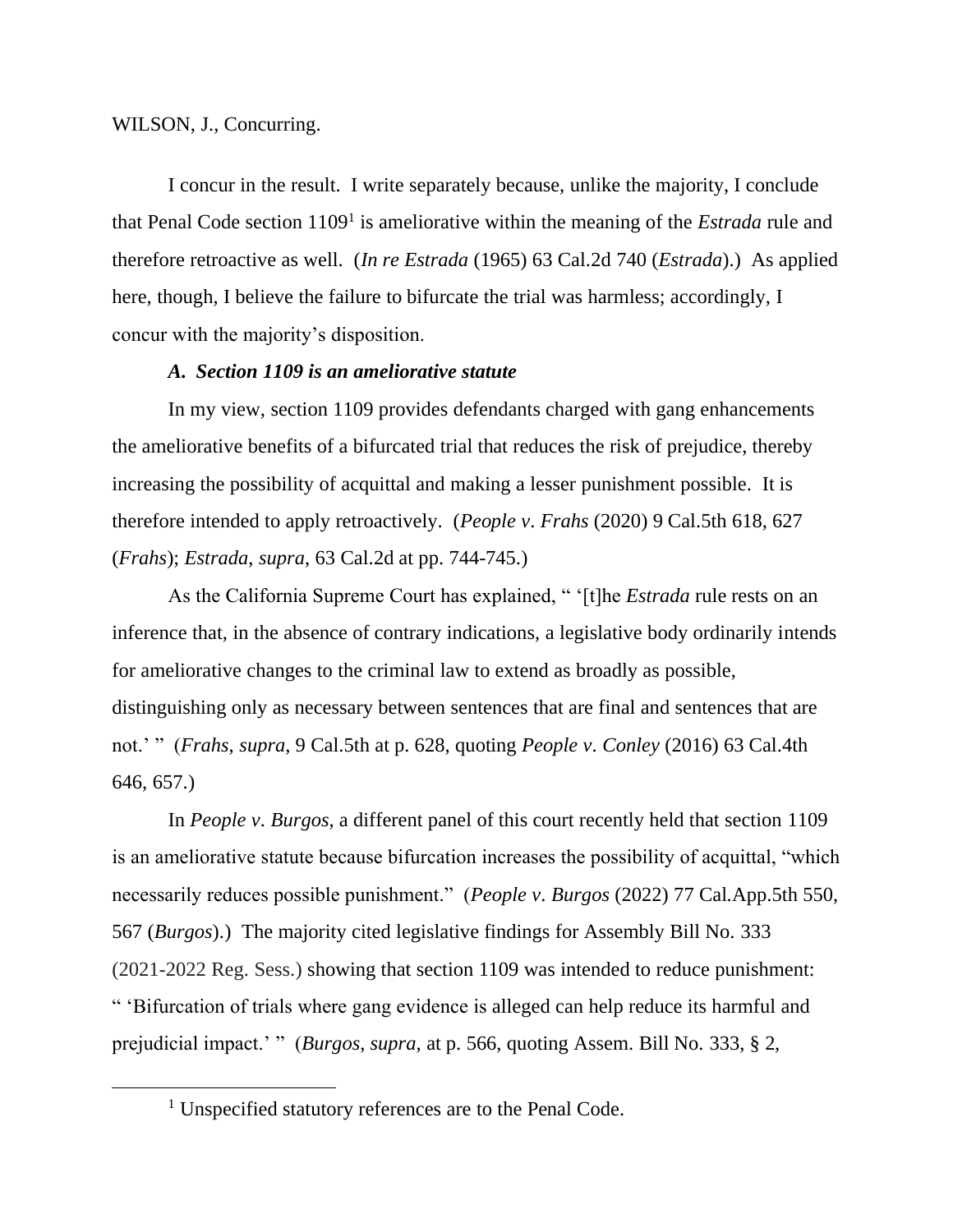WILSON, J., Concurring.

I concur in the result. I write separately because, unlike the majority, I conclude that Penal Code section 1109[1] is ameliorative within the meaning of the *Estrada* rule and therefore retroactive as well. (*In re Estrada* (1965) 63 Cal.2d 740 (*Estrada*).) As applied here, though, I believe the failure to bifurcate the trial was harmless; accordingly, I concur with the majority's disposition.

***A. Section 1109 is an ameliorative statute***

In my view, section 1109 provides defendants charged with gang enhancements the ameliorative benefits of a bifurcated trial that reduces the risk of prejudice, thereby increasing the possibility of acquittal and making a lesser punishment possible. It is therefore intended to apply retroactively. (*People v. Frahs* (2020) 9 Cal.5th 618, 627 (*Frahs*); *Estrada*, *supra*, 63 Cal.2d at pp. 744-745.)

As the California Supreme Court has explained, " '[t]he *Estrada* rule rests on an inference that, in the absence of contrary indications, a legislative body ordinarily intends for ameliorative changes to the criminal law to extend as broadly as possible, distinguishing only as necessary between sentences that are final and sentences that are not.' " (*Frahs*, *supra*, 9 Cal.5th at p. 628, quoting *People v. Conley* (2016) 63 Cal.4th 646, 657.)

In *People v. Burgos*, a different panel of this court recently held that section 1109 is an ameliorative statute because bifurcation increases the possibility of acquittal, "which necessarily reduces possible punishment." (*People v. Burgos* (2022) 77 Cal.App.5th 550, 567 (*Burgos*).) The majority cited legislative findings for Assembly Bill No. 333 (2021-2022 Reg. Sess.) showing that section 1109 was intended to reduce punishment: " 'Bifurcation of trials where gang evidence is alleged can help reduce its harmful and prejudicial impact.' " (*Burgos*, *supra*, at p. 566, quoting Assem. Bill No. 333, § 2,

[1] Unspecified statutory references are to the Penal Code.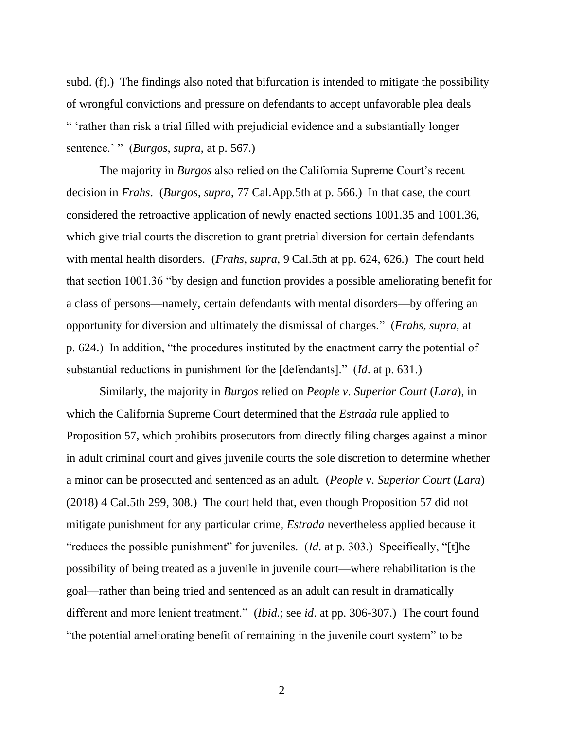subd. (f).) The findings also noted that bifurcation is intended to mitigate the possibility of wrongful convictions and pressure on defendants to accept unfavorable plea deals " 'rather than risk a trial filled with prejudicial evidence and a substantially longer sentence.' " (*Burgos*, *supra*, at p. 567.)

The majority in *Burgos* also relied on the California Supreme Court's recent decision in *Frahs*. (*Burgos*, *supra*, 77 Cal.App.5th at p. 566.) In that case, the court considered the retroactive application of newly enacted sections 1001.35 and 1001.36, which give trial courts the discretion to grant pretrial diversion for certain defendants with mental health disorders. (*Frahs*, *supra*, 9 Cal.5th at pp. 624, 626.) The court held that section 1001.36 "by design and function provides a possible ameliorating benefit for a class of persons—namely, certain defendants with mental disorders—by offering an opportunity for diversion and ultimately the dismissal of charges." (*Frahs*, *supra*, at p. 624.) In addition, "the procedures instituted by the enactment carry the potential of substantial reductions in punishment for the [defendants]." (*Id*. at p. 631.)

Similarly, the majority in *Burgos* relied on *People v*. *Superior Court* (*Lara*), in which the California Supreme Court determined that the *Estrada* rule applied to Proposition 57, which prohibits prosecutors from directly filing charges against a minor in adult criminal court and gives juvenile courts the sole discretion to determine whether a minor can be prosecuted and sentenced as an adult. (*People v*. *Superior Court* (*Lara*) (2018) 4 Cal.5th 299, 308.) The court held that, even though Proposition 57 did not mitigate punishment for any particular crime, *Estrada* nevertheless applied because it "reduces the possible punishment" for juveniles. (*Id.* at p. 303.) Specifically, "[t]he possibility of being treated as a juvenile in juvenile court—where rehabilitation is the goal—rather than being tried and sentenced as an adult can result in dramatically different and more lenient treatment." (*Ibid*.; see *id*. at pp. 306-307.) The court found "the potential ameliorating benefit of remaining in the juvenile court system" to be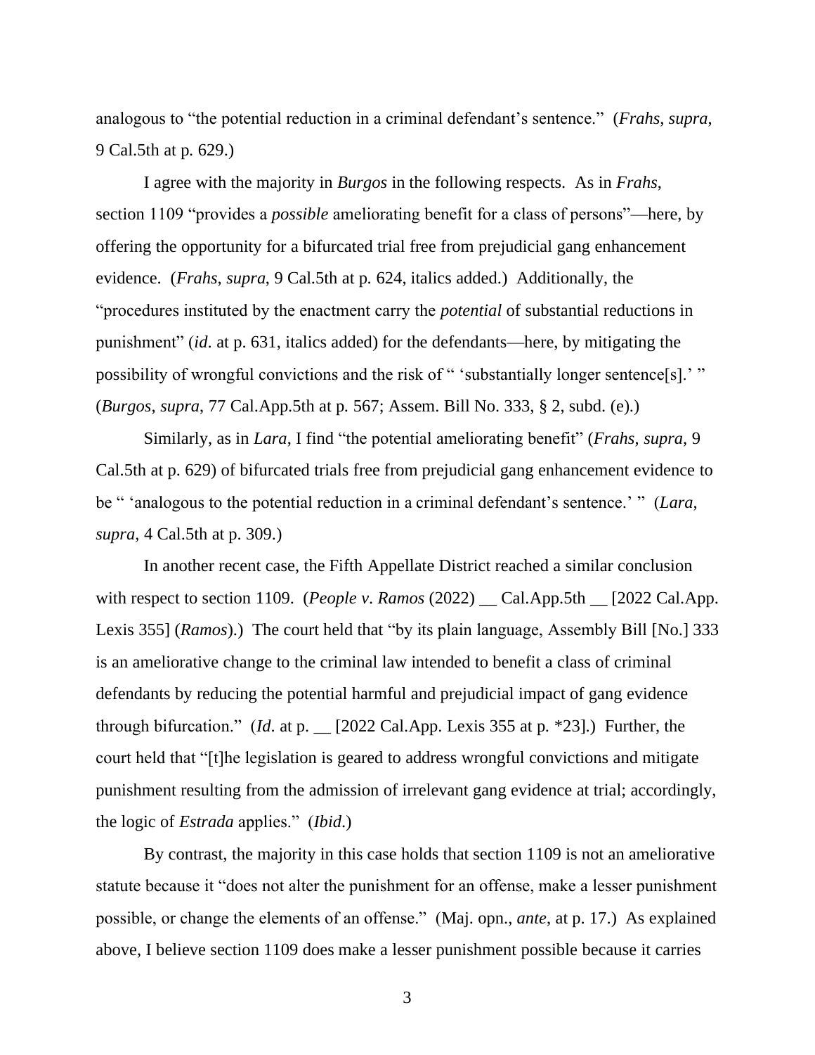analogous to "the potential reduction in a criminal defendant's sentence." (*Frahs*, *supra*, 9 Cal.5th at p. 629.)

I agree with the majority in *Burgos* in the following respects. As in *Frahs*, section 1109 "provides a *possible* ameliorating benefit for a class of persons"—here, by offering the opportunity for a bifurcated trial free from prejudicial gang enhancement evidence. (*Frahs*, *supra*, 9 Cal.5th at p. 624, italics added.) Additionally, the "procedures instituted by the enactment carry the *potential* of substantial reductions in punishment" (*id*. at p. 631, italics added) for the defendants—here, by mitigating the possibility of wrongful convictions and the risk of " 'substantially longer sentence[s].' " (*Burgos*, *supra*, 77 Cal.App.5th at p. 567; Assem. Bill No. 333, § 2, subd. (e).)

Similarly, as in *Lara*, I find "the potential ameliorating benefit" (*Frahs*, *supra*, 9 Cal.5th at p. 629) of bifurcated trials free from prejudicial gang enhancement evidence to be " 'analogous to the potential reduction in a criminal defendant's sentence.' " (*Lara*, *supra*, 4 Cal.5th at p. 309.)

In another recent case, the Fifth Appellate District reached a similar conclusion with respect to section 1109. (*People v. Ramos* (2022) __ Cal.App.5th __ [2022 Cal.App. Lexis 355] (*Ramos*).) The court held that "by its plain language, Assembly Bill [No.] 333 is an ameliorative change to the criminal law intended to benefit a class of criminal defendants by reducing the potential harmful and prejudicial impact of gang evidence through bifurcation." (*Id*. at p. __ [2022 Cal.App. Lexis 355 at p. *23].) Further, the court held that "[t]he legislation is geared to address wrongful convictions and mitigate punishment resulting from the admission of irrelevant gang evidence at trial; accordingly, the logic of *Estrada* applies." (*Ibid*.)

By contrast, the majority in this case holds that section 1109 is not an ameliorative statute because it "does not alter the punishment for an offense, make a lesser punishment possible, or change the elements of an offense." (Maj. opn., *ante*, at p. 17.) As explained above, I believe section 1109 does make a lesser punishment possible because it carries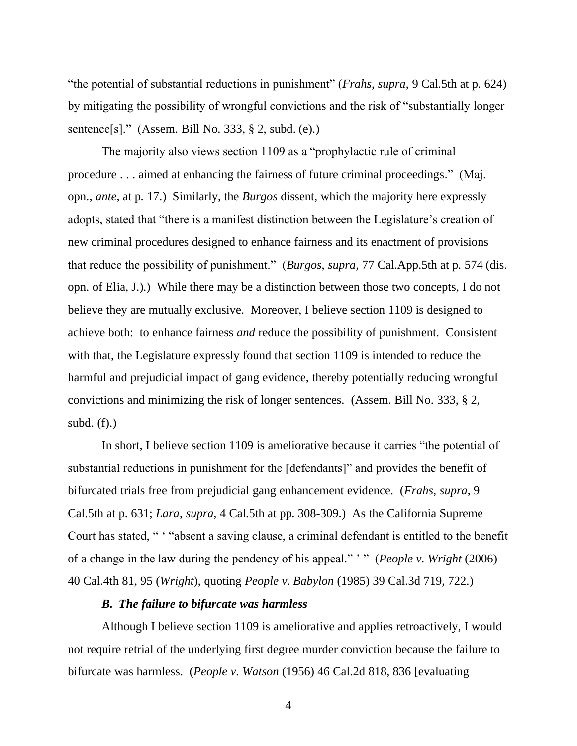“the potential of substantial reductions in punishment” (*Frahs*, *supra*, 9 Cal.5th at p. 624) by mitigating the possibility of wrongful convictions and the risk of “substantially longer sentence[s].” (Assem. Bill No. 333, § 2, subd. (e).)

The majority also views section 1109 as a “prophylactic rule of criminal procedure . . . aimed at enhancing the fairness of future criminal proceedings.” (Maj. opn., *ante*, at p. 17.) Similarly, the *Burgos* dissent, which the majority here expressly adopts, stated that “there is a manifest distinction between the Legislature’s creation of new criminal procedures designed to enhance fairness and its enactment of provisions that reduce the possibility of punishment.” (*Burgos*, *supra*, 77 Cal.App.5th at p. 574 (dis. opn. of Elia, J.).) While there may be a distinction between those two concepts, I do not believe they are mutually exclusive. Moreover, I believe section 1109 is designed to achieve both: to enhance fairness *and* reduce the possibility of punishment. Consistent with that, the Legislature expressly found that section 1109 is intended to reduce the harmful and prejudicial impact of gang evidence, thereby potentially reducing wrongful convictions and minimizing the risk of longer sentences. (Assem. Bill No. 333, § 2, subd. (f).)

In short, I believe section 1109 is ameliorative because it carries “the potential of substantial reductions in punishment for the [defendants]” and provides the benefit of bifurcated trials free from prejudicial gang enhancement evidence. (*Frahs*, *supra*, 9 Cal.5th at p. 631; *Lara*, *supra*, 4 Cal.5th at pp. 308-309.) As the California Supreme Court has stated, “ ‘ “absent a saving clause, a criminal defendant is entitled to the benefit of a change in the law during the pendency of his appeal.” ’ ” (*People v. Wright* (2006) 40 Cal.4th 81, 95 (*Wright*), quoting *People v. Babylon* (1985) 39 Cal.3d 719, 722.)

***B. The failure to bifurcate was harmless***

Although I believe section 1109 is ameliorative and applies retroactively, I would not require retrial of the underlying first degree murder conviction because the failure to bifurcate was harmless. (*People v. Watson* (1956) 46 Cal.2d 818, 836 [evaluating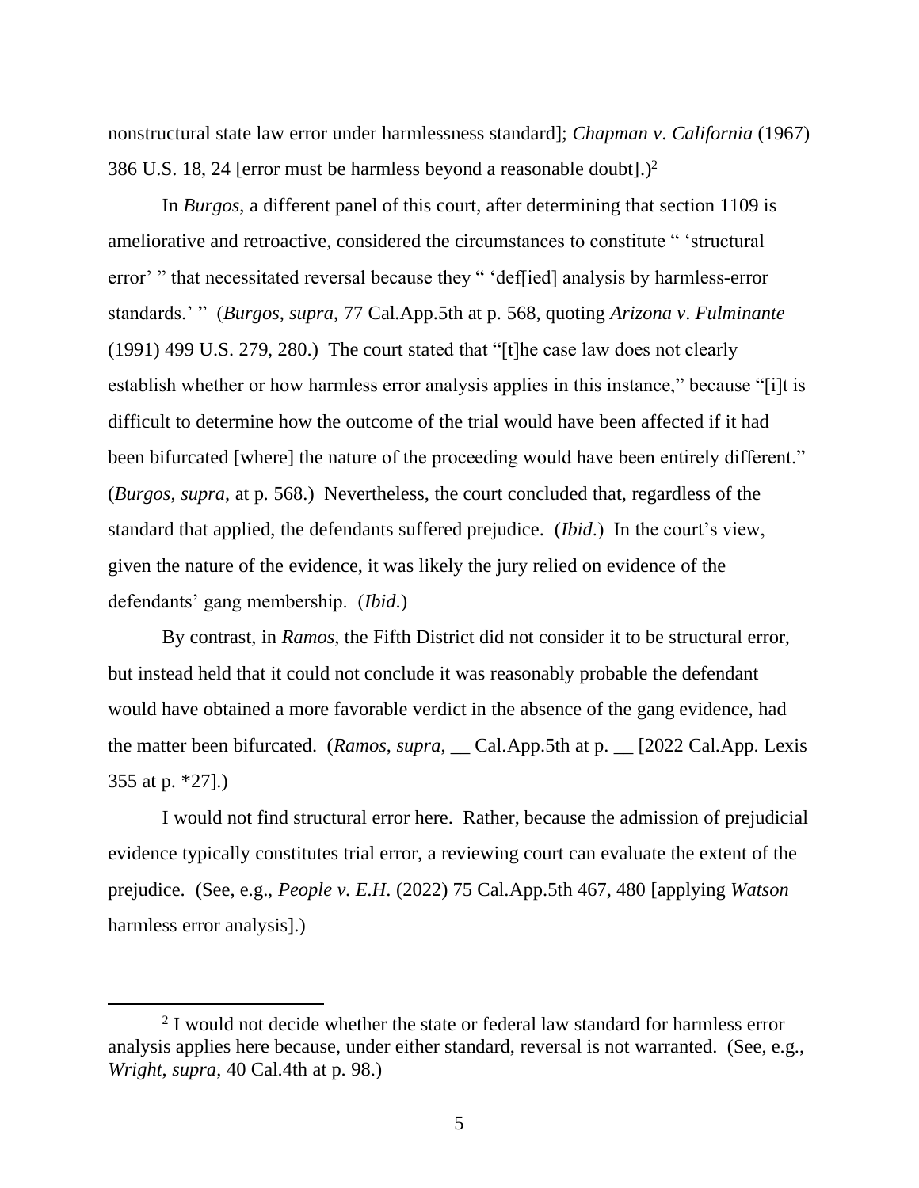nonstructural state law error under harmlessness standard]; *Chapman v. California* (1967) 386 U.S. 18, 24 [error must be harmless beyond a reasonable doubt].)[2]

In *Burgos*, a different panel of this court, after determining that section 1109 is ameliorative and retroactive, considered the circumstances to constitute " 'structural error' " that necessitated reversal because they " 'def[ied] analysis by harmless-error standards.' " (*Burgos*, *supra*, 77 Cal.App.5th at p. 568, quoting *Arizona v. Fulminante* (1991) 499 U.S. 279, 280.) The court stated that "[t]he case law does not clearly establish whether or how harmless error analysis applies in this instance," because "[i]t is difficult to determine how the outcome of the trial would have been affected if it had been bifurcated [where] the nature of the proceeding would have been entirely different." (*Burgos*, *supra*, at p. 568.) Nevertheless, the court concluded that, regardless of the standard that applied, the defendants suffered prejudice. (*Ibid*.) In the court's view, given the nature of the evidence, it was likely the jury relied on evidence of the defendants' gang membership. (*Ibid*.)

By contrast, in *Ramos*, the Fifth District did not consider it to be structural error, but instead held that it could not conclude it was reasonably probable the defendant would have obtained a more favorable verdict in the absence of the gang evidence, had the matter been bifurcated. (*Ramos*, *supra*, __ Cal.App.5th at p. __ [2022 Cal.App. Lexis 355 at p. *27].)

I would not find structural error here. Rather, because the admission of prejudicial evidence typically constitutes trial error, a reviewing court can evaluate the extent of the prejudice. (See, e.g., *People v. E.H.* (2022) 75 Cal.App.5th 467, 480 [applying *Watson* harmless error analysis].)

[2] I would not decide whether the state or federal law standard for harmless error analysis applies here because, under either standard, reversal is not warranted. (See, e.g., *Wright*, *supra*, 40 Cal.4th at p. 98.)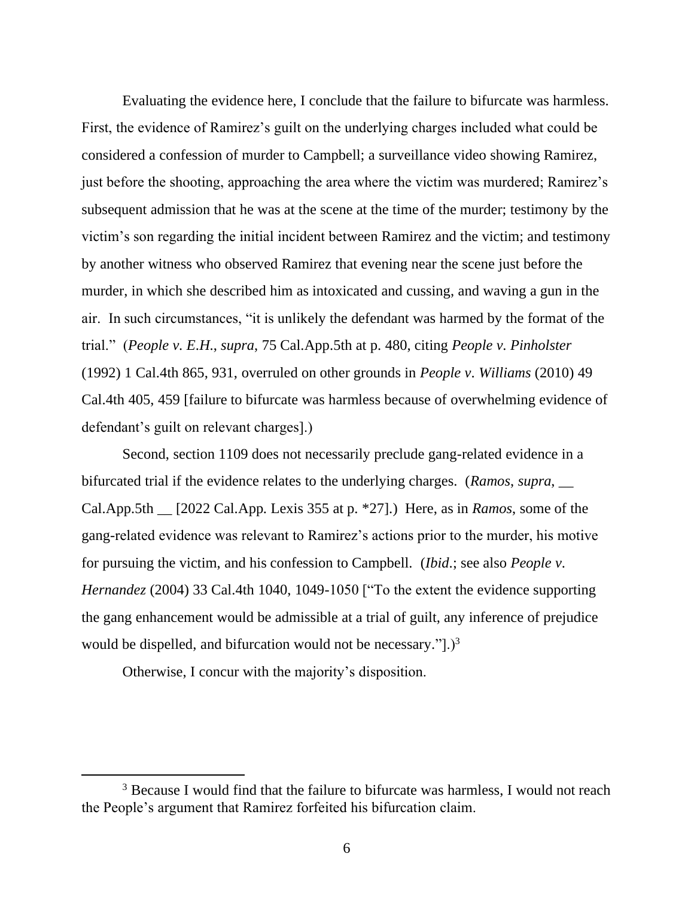Evaluating the evidence here, I conclude that the failure to bifurcate was harmless. First, the evidence of Ramirez's guilt on the underlying charges included what could be considered a confession of murder to Campbell; a surveillance video showing Ramirez, just before the shooting, approaching the area where the victim was murdered; Ramirez's subsequent admission that he was at the scene at the time of the murder; testimony by the victim's son regarding the initial incident between Ramirez and the victim; and testimony by another witness who observed Ramirez that evening near the scene just before the murder, in which she described him as intoxicated and cussing, and waving a gun in the air. In such circumstances, "it is unlikely the defendant was harmed by the format of the trial." (*People v. E.H.*, *supra*, 75 Cal.App.5th at p. 480, citing *People v. Pinholster* (1992) 1 Cal.4th 865, 931, overruled on other grounds in *People v. Williams* (2010) 49 Cal.4th 405, 459 [failure to bifurcate was harmless because of overwhelming evidence of defendant's guilt on relevant charges].)

Second, section 1109 does not necessarily preclude gang-related evidence in a bifurcated trial if the evidence relates to the underlying charges. (*Ramos*, *supra*, __ Cal.App.5th __ [2022 Cal.App. Lexis 355 at p. *27].) Here, as in *Ramos*, some of the gang-related evidence was relevant to Ramirez's actions prior to the murder, his motive for pursuing the victim, and his confession to Campbell. (*Ibid*.; see also *People v. Hernandez* (2004) 33 Cal.4th 1040, 1049-1050 ["To the extent the evidence supporting the gang enhancement would be admissible at a trial of guilt, any inference of prejudice would be dispelled, and bifurcation would not be necessary."].)[3]

Otherwise, I concur with the majority's disposition.

[3] Because I would find that the failure to bifurcate was harmless, I would not reach the People's argument that Ramirez forfeited his bifurcation claim.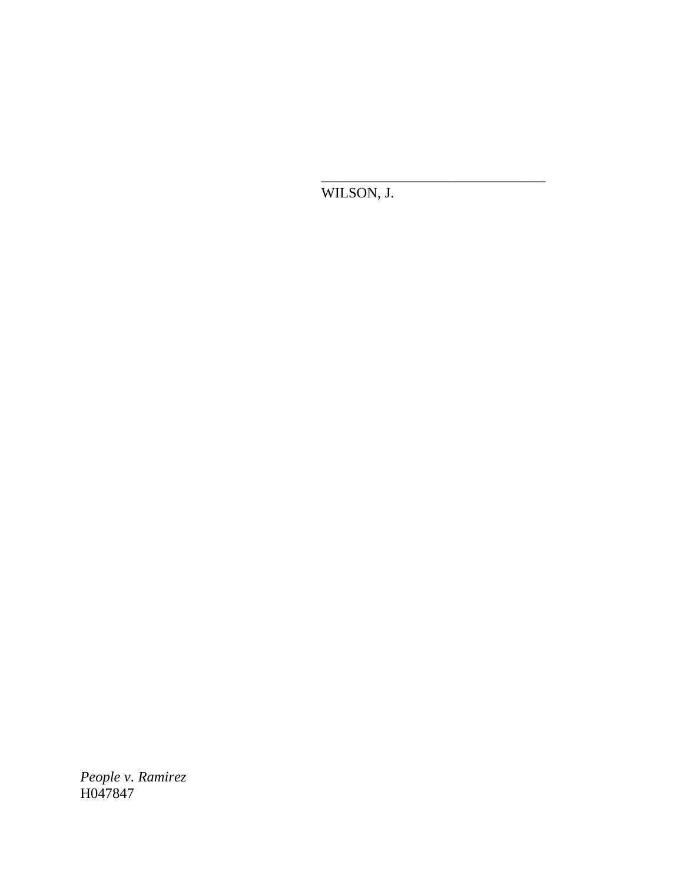______________________________
WILSON, J.

*People v. Ramirez*
H047847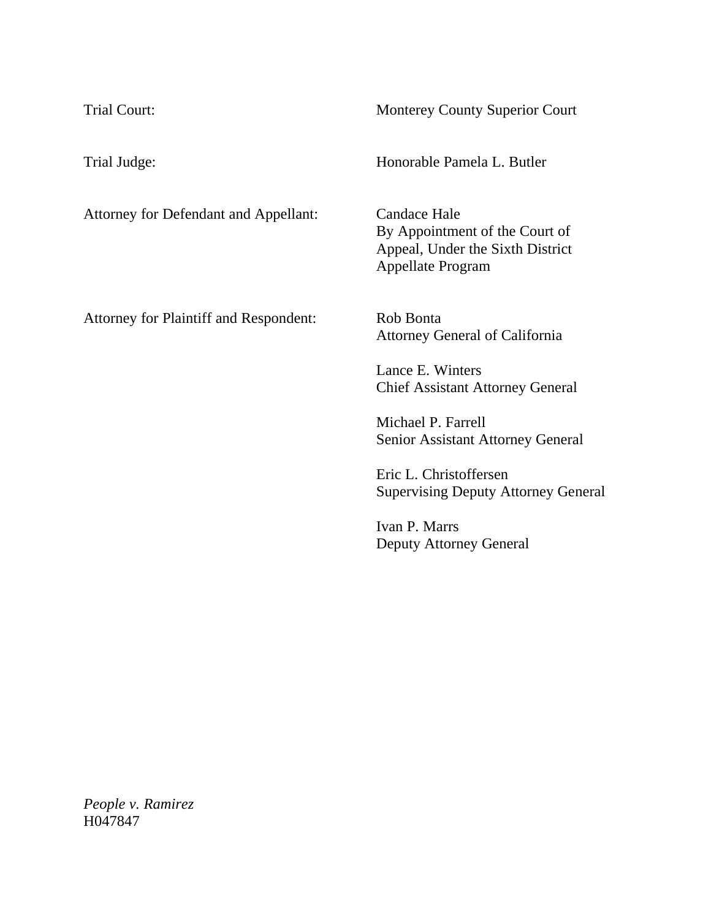| | |
|---|---|
| Trial Court: | Monterey County Superior Court |
| Trial Judge: | Honorable Pamela L. Butler |
| Attorney for Defendant and Appellant: | Candace Hale<br>By Appointment of the Court of Appeal, Under the Sixth District Appellate Program |
| Attorney for Plaintiff and Respondent: | Rob Bonta<br>Attorney General of California<br><br>Lance E. Winters<br>Chief Assistant Attorney General<br><br>Michael P. Farrell<br>Senior Assistant Attorney General<br><br>Eric L. Christoffersen<br>Supervising Deputy Attorney General<br><br>Ivan P. Marrs<br>Deputy Attorney General |

*People v. Ramirez*
H047847